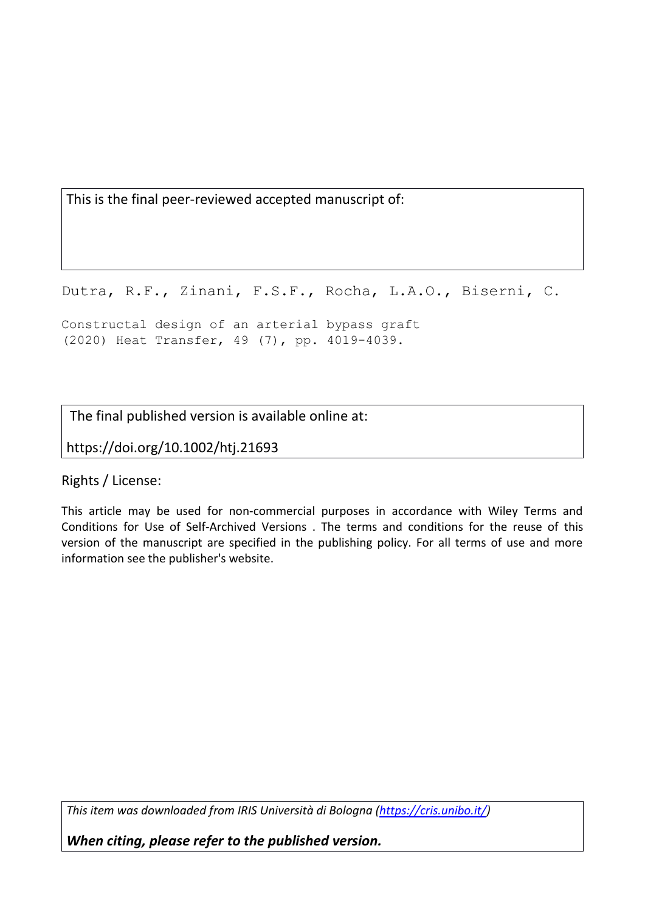This is the final peer-reviewed accepted manuscript of:

Dutra, R.F., Zinani, F.S.F., Rocha, L.A.O., Biserni, C.

Constructal design of an arterial bypass graft
(2020) Heat Transfer, 49 (7), pp. 4019-4039.

The final published version is available online at:

https://doi.org/10.1002/htj.21693

Rights / License:

This article may be used for non-commercial purposes in accordance with Wiley Terms and Conditions for Use of Self-Archived Versions . The terms and conditions for the reuse of this version of the manuscript are specified in the publishing policy. For all terms of use and more information see the publisher's website.

*This item was downloaded from IRIS Università di Bologna (https://cris.unibo.it/)*

***When citing, please refer to the published version.***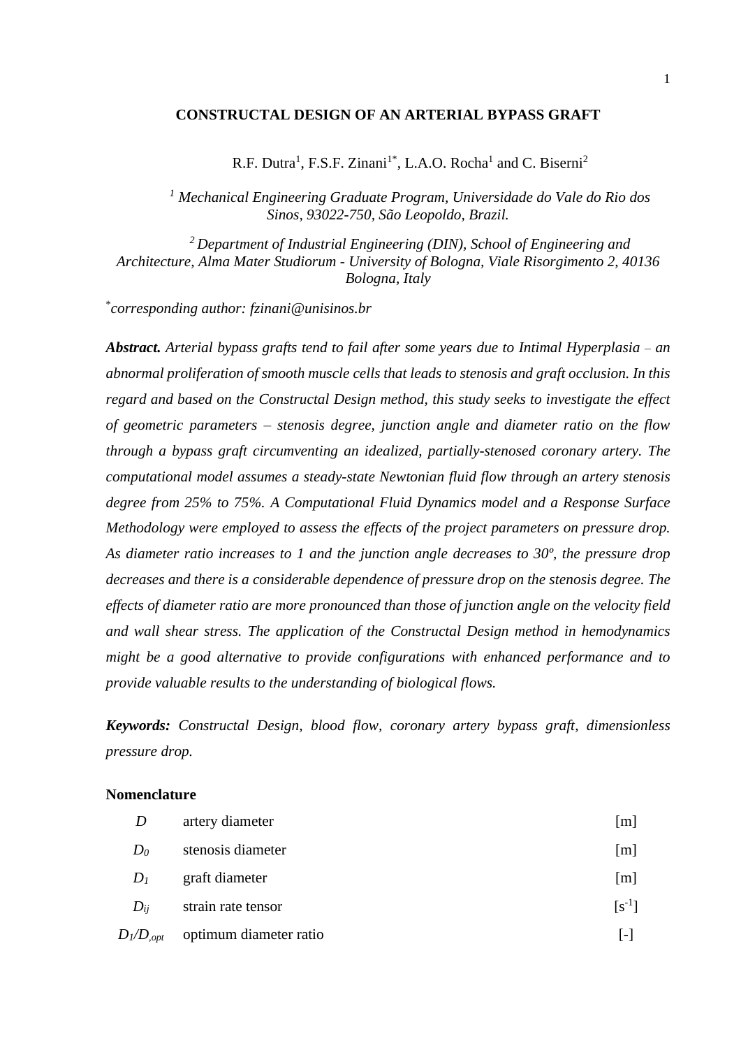# CONSTRUCTAL DESIGN OF AN ARTERIAL BYPASS GRAFT

R.F. Dutra[1], F.S.F. Zinani[1*], L.A.O. Rocha[1] and C. Biserni[2]

*[1] Mechanical Engineering Graduate Program, Universidade do Vale do Rio dos Sinos, 93022-750, São Leopoldo, Brazil.*

*[2] Department of Industrial Engineering (DIN), School of Engineering and Architecture, Alma Mater Studiorum - University of Bologna, Viale Risorgimento 2, 40136 Bologna, Italy*

*[*] corresponding author: fzinani@unisinos.br*

***Abstract.*** *Arterial bypass grafts tend to fail after some years due to Intimal Hyperplasia – an abnormal proliferation of smooth muscle cells that leads to stenosis and graft occlusion. In this regard and based on the Constructal Design method, this study seeks to investigate the effect of geometric parameters – stenosis degree, junction angle and diameter ratio on the flow through a bypass graft circumventing an idealized, partially-stenosed coronary artery. The computational model assumes a steady-state Newtonian fluid flow through an artery stenosis degree from 25% to 75%. A Computational Fluid Dynamics model and a Response Surface Methodology were employed to assess the effects of the project parameters on pressure drop. As diameter ratio increases to 1 and the junction angle decreases to 30º, the pressure drop decreases and there is a considerable dependence of pressure drop on the stenosis degree. The effects of diameter ratio are more pronounced than those of junction angle on the velocity field and wall shear stress. The application of the Constructal Design method in hemodynamics might be a good alternative to provide configurations with enhanced performance and to provide valuable results to the understanding of biological flows.*

***Keywords:*** *Constructal Design, blood flow, coronary artery bypass graft, dimensionless pressure drop.*

**Nomenclature**

| | | |
|---|---|---|
| $D$ | artery diameter | [m] |
| $D_0$ | stenosis diameter | [m] |
| $D_1$ | graft diameter | [m] |
| $D_{ij}$ | strain rate tensor | [$s^{-1}$] |
| $D_1/D_{,opt}$ | optimum diameter ratio | [-] |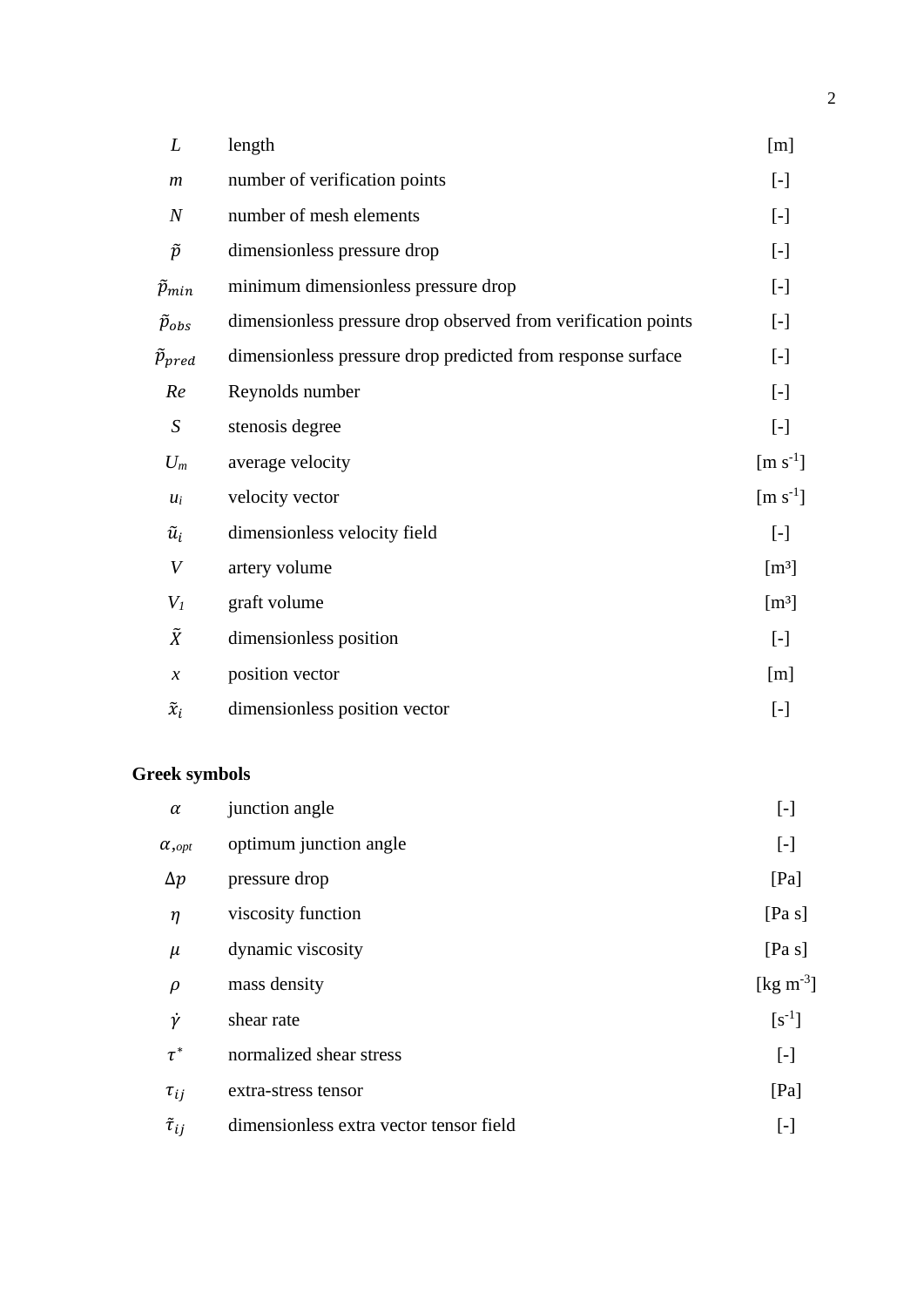| | | |
|---|---|---|
| $L$ | length | [m] |
| $m$ | number of verification points | [-] |
| $N$ | number of mesh elements | [-] |
| $\tilde{p}$ | dimensionless pressure drop | [-] |
| $\tilde{p}_{min}$ | minimum dimensionless pressure drop | [-] |
| $\tilde{p}_{obs}$ | dimensionless pressure drop observed from verification points | [-] |
| $\tilde{p}_{pred}$ | dimensionless pressure drop predicted from response surface | [-] |
| $Re$ | Reynolds number | [-] |
| $S$ | stenosis degree | [-] |
| $U_m$ | average velocity | [m s$^{-1}$] |
| $u_i$ | velocity vector | [m s$^{-1}$] |
| $\tilde{u}_i$ | dimensionless velocity field | [-] |
| $V$ | artery volume | [m$^3$] |
| $V_1$ | graft volume | [m$^3$] |
| $\tilde{X}$ | dimensionless position | [-] |
| $x$ | position vector | [m] |
| $\tilde{x}_i$ | dimensionless position vector | [-] |

**Greek symbols**

| | | |
|---|---|---|
| $\alpha$ | junction angle | [-] |
| $\alpha_{,opt}$ | optimum junction angle | [-] |
| $\Delta p$ | pressure drop | [Pa] |
| $\eta$ | viscosity function | [Pa s] |
| $\mu$ | dynamic viscosity | [Pa s] |
| $\rho$ | mass density | [kg m$^{-3}$] |
| $\dot{\gamma}$ | shear rate | [s$^{-1}$] |
| $\tau^*$ | normalized shear stress | [-] |
| $\tau_{ij}$ | extra-stress tensor | [Pa] |
| $\tilde{\tau}_{ij}$ | dimensionless extra vector tensor field | [-] |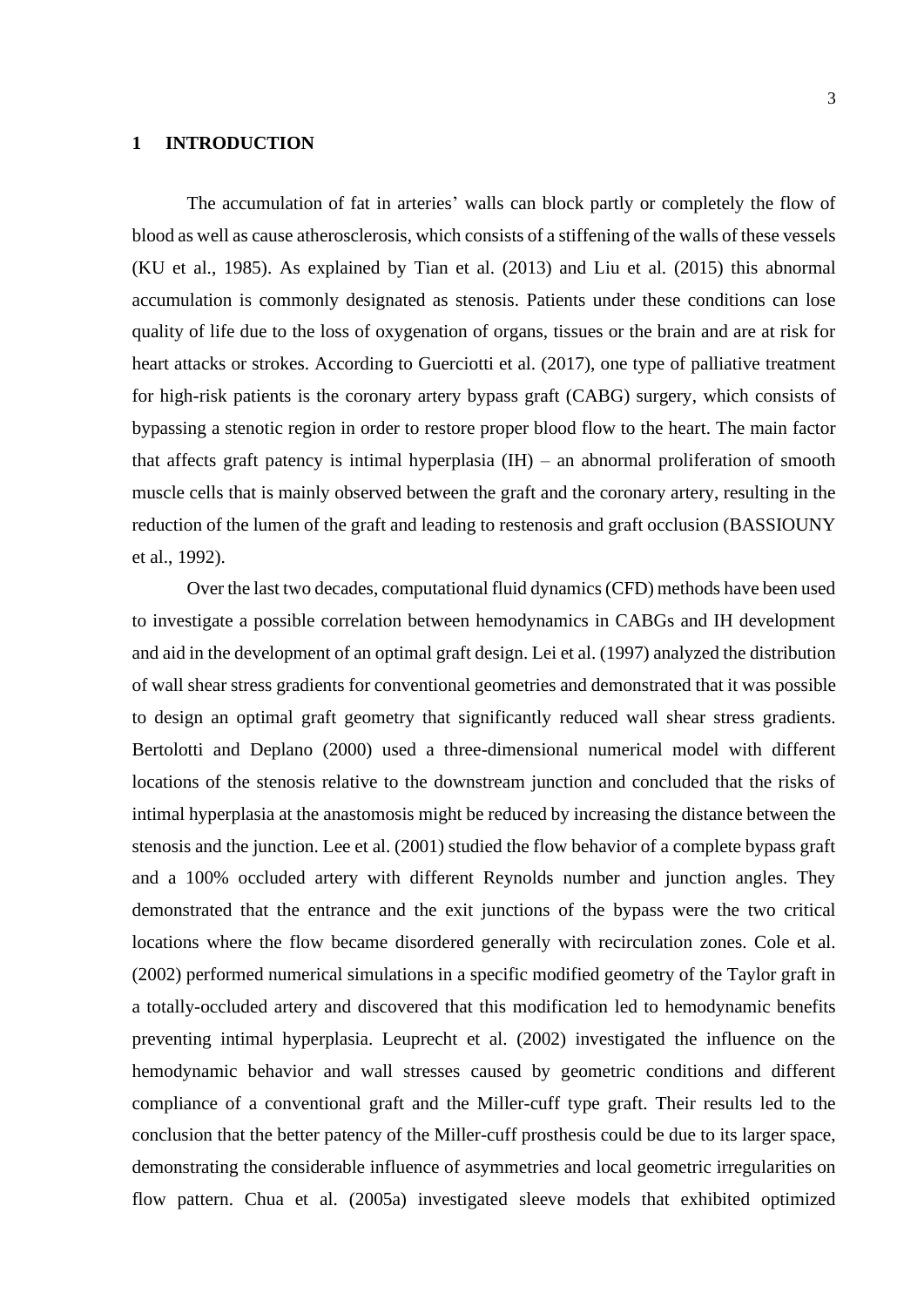# 1 INTRODUCTION

The accumulation of fat in arteries' walls can block partly or completely the flow of blood as well as cause atherosclerosis, which consists of a stiffening of the walls of these vessels (KU et al., 1985). As explained by Tian et al. (2013) and Liu et al. (2015) this abnormal accumulation is commonly designated as stenosis. Patients under these conditions can lose quality of life due to the loss of oxygenation of organs, tissues or the brain and are at risk for heart attacks or strokes. According to Guerciotti et al. (2017), one type of palliative treatment for high-risk patients is the coronary artery bypass graft (CABG) surgery, which consists of bypassing a stenotic region in order to restore proper blood flow to the heart. The main factor that affects graft patency is intimal hyperplasia (IH) – an abnormal proliferation of smooth muscle cells that is mainly observed between the graft and the coronary artery, resulting in the reduction of the lumen of the graft and leading to restenosis and graft occlusion (BASSIOUNY et al., 1992).

Over the last two decades, computational fluid dynamics (CFD) methods have been used to investigate a possible correlation between hemodynamics in CABGs and IH development and aid in the development of an optimal graft design. Lei et al. (1997) analyzed the distribution of wall shear stress gradients for conventional geometries and demonstrated that it was possible to design an optimal graft geometry that significantly reduced wall shear stress gradients. Bertolotti and Deplano (2000) used a three-dimensional numerical model with different locations of the stenosis relative to the downstream junction and concluded that the risks of intimal hyperplasia at the anastomosis might be reduced by increasing the distance between the stenosis and the junction. Lee et al. (2001) studied the flow behavior of a complete bypass graft and a 100% occluded artery with different Reynolds number and junction angles. They demonstrated that the entrance and the exit junctions of the bypass were the two critical locations where the flow became disordered generally with recirculation zones. Cole et al. (2002) performed numerical simulations in a specific modified geometry of the Taylor graft in a totally-occluded artery and discovered that this modification led to hemodynamic benefits preventing intimal hyperplasia. Leuprecht et al. (2002) investigated the influence on the hemodynamic behavior and wall stresses caused by geometric conditions and different compliance of a conventional graft and the Miller-cuff type graft. Their results led to the conclusion that the better patency of the Miller-cuff prosthesis could be due to its larger space, demonstrating the considerable influence of asymmetries and local geometric irregularities on flow pattern. Chua et al. (2005a) investigated sleeve models that exhibited optimized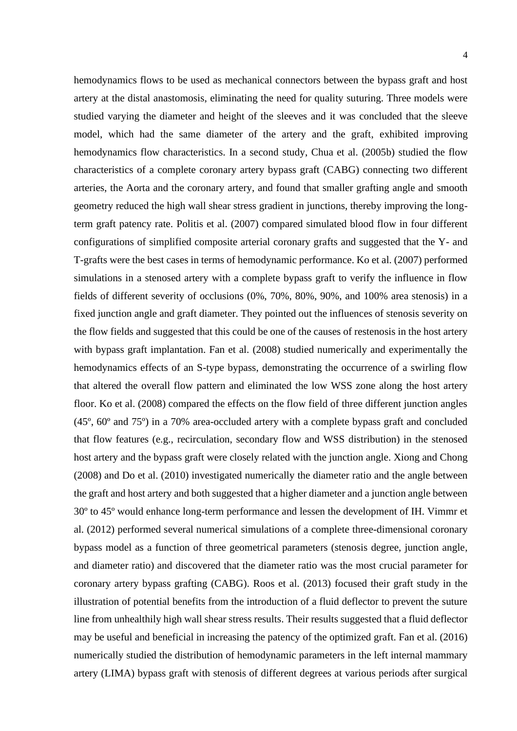hemodynamics flows to be used as mechanical connectors between the bypass graft and host artery at the distal anastomosis, eliminating the need for quality suturing. Three models were studied varying the diameter and height of the sleeves and it was concluded that the sleeve model, which had the same diameter of the artery and the graft, exhibited improving hemodynamics flow characteristics. In a second study, Chua et al. (2005b) studied the flow characteristics of a complete coronary artery bypass graft (CABG) connecting two different arteries, the Aorta and the coronary artery, and found that smaller grafting angle and smooth geometry reduced the high wall shear stress gradient in junctions, thereby improving the long-term graft patency rate. Politis et al. (2007) compared simulated blood flow in four different configurations of simplified composite arterial coronary grafts and suggested that the Y- and T-grafts were the best cases in terms of hemodynamic performance. Ko et al. (2007) performed simulations in a stenosed artery with a complete bypass graft to verify the influence in flow fields of different severity of occlusions (0%, 70%, 80%, 90%, and 100% area stenosis) in a fixed junction angle and graft diameter. They pointed out the influences of stenosis severity on the flow fields and suggested that this could be one of the causes of restenosis in the host artery with bypass graft implantation. Fan et al. (2008) studied numerically and experimentally the hemodynamics effects of an S-type bypass, demonstrating the occurrence of a swirling flow that altered the overall flow pattern and eliminated the low WSS zone along the host artery floor. Ko et al. (2008) compared the effects on the flow field of three different junction angles (45º, 60º and 75º) in a 70% area-occluded artery with a complete bypass graft and concluded that flow features (e.g., recirculation, secondary flow and WSS distribution) in the stenosed host artery and the bypass graft were closely related with the junction angle. Xiong and Chong (2008) and Do et al. (2010) investigated numerically the diameter ratio and the angle between the graft and host artery and both suggested that a higher diameter and a junction angle between 30º to 45º would enhance long-term performance and lessen the development of IH. Vimmr et al. (2012) performed several numerical simulations of a complete three-dimensional coronary bypass model as a function of three geometrical parameters (stenosis degree, junction angle, and diameter ratio) and discovered that the diameter ratio was the most crucial parameter for coronary artery bypass grafting (CABG). Roos et al. (2013) focused their graft study in the illustration of potential benefits from the introduction of a fluid deflector to prevent the suture line from unhealthily high wall shear stress results. Their results suggested that a fluid deflector may be useful and beneficial in increasing the patency of the optimized graft. Fan et al. (2016) numerically studied the distribution of hemodynamic parameters in the left internal mammary artery (LIMA) bypass graft with stenosis of different degrees at various periods after surgical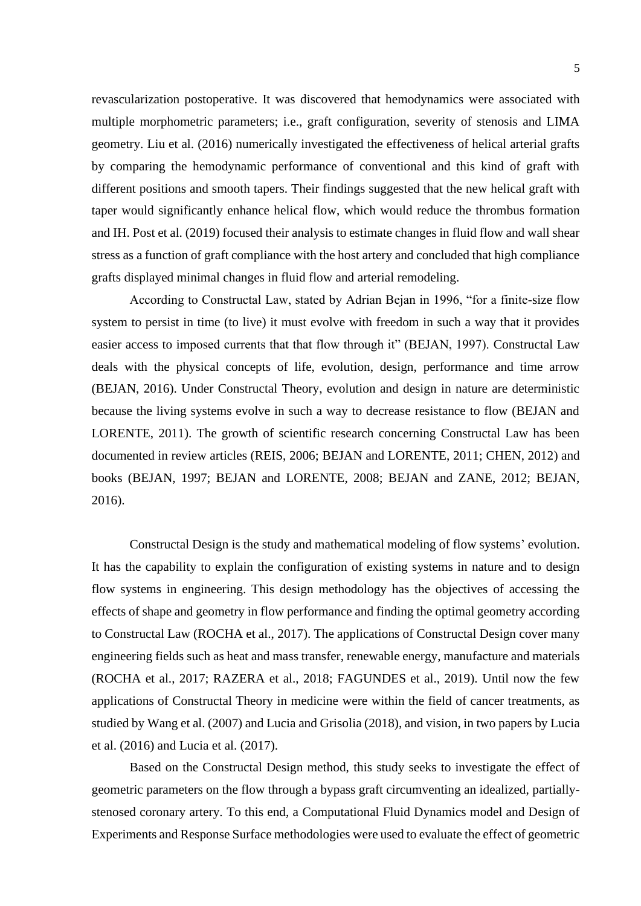revascularization postoperative. It was discovered that hemodynamics were associated with multiple morphometric parameters; i.e., graft configuration, severity of stenosis and LIMA geometry. Liu et al. (2016) numerically investigated the effectiveness of helical arterial grafts by comparing the hemodynamic performance of conventional and this kind of graft with different positions and smooth tapers. Their findings suggested that the new helical graft with taper would significantly enhance helical flow, which would reduce the thrombus formation and IH. Post et al. (2019) focused their analysis to estimate changes in fluid flow and wall shear stress as a function of graft compliance with the host artery and concluded that high compliance grafts displayed minimal changes in fluid flow and arterial remodeling.

According to Constructal Law, stated by Adrian Bejan in 1996, "for a finite-size flow system to persist in time (to live) it must evolve with freedom in such a way that it provides easier access to imposed currents that that flow through it" (BEJAN, 1997). Constructal Law deals with the physical concepts of life, evolution, design, performance and time arrow (BEJAN, 2016). Under Constructal Theory, evolution and design in nature are deterministic because the living systems evolve in such a way to decrease resistance to flow (BEJAN and LORENTE, 2011). The growth of scientific research concerning Constructal Law has been documented in review articles (REIS, 2006; BEJAN and LORENTE, 2011; CHEN, 2012) and books (BEJAN, 1997; BEJAN and LORENTE, 2008; BEJAN and ZANE, 2012; BEJAN, 2016).

Constructal Design is the study and mathematical modeling of flow systems' evolution. It has the capability to explain the configuration of existing systems in nature and to design flow systems in engineering. This design methodology has the objectives of accessing the effects of shape and geometry in flow performance and finding the optimal geometry according to Constructal Law (ROCHA et al., 2017). The applications of Constructal Design cover many engineering fields such as heat and mass transfer, renewable energy, manufacture and materials (ROCHA et al., 2017; RAZERA et al., 2018; FAGUNDES et al., 2019). Until now the few applications of Constructal Theory in medicine were within the field of cancer treatments, as studied by Wang et al. (2007) and Lucia and Grisolia (2018), and vision, in two papers by Lucia et al. (2016) and Lucia et al. (2017).

Based on the Constructal Design method, this study seeks to investigate the effect of geometric parameters on the flow through a bypass graft circumventing an idealized, partially-stenosed coronary artery. To this end, a Computational Fluid Dynamics model and Design of Experiments and Response Surface methodologies were used to evaluate the effect of geometric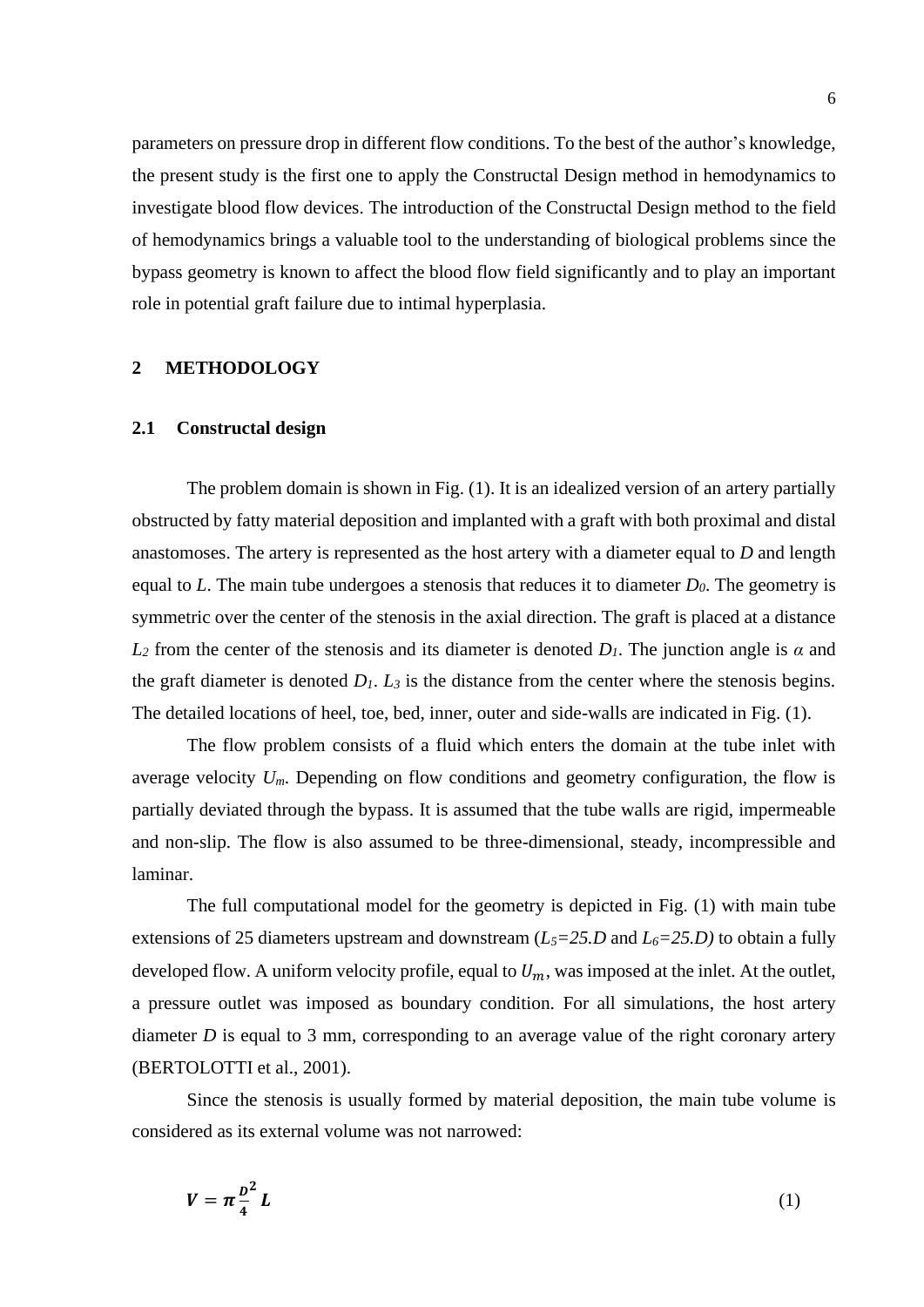parameters on pressure drop in different flow conditions. To the best of the author's knowledge, the present study is the first one to apply the Constructal Design method in hemodynamics to investigate blood flow devices. The introduction of the Constructal Design method to the field of hemodynamics brings a valuable tool to the understanding of biological problems since the bypass geometry is known to affect the blood flow field significantly and to play an important role in potential graft failure due to intimal hyperplasia.

## 2 METHODOLOGY

### 2.1 Constructal design

The problem domain is shown in Fig. (1). It is an idealized version of an artery partially obstructed by fatty material deposition and implanted with a graft with both proximal and distal anastomoses. The artery is represented as the host artery with a diameter equal to $D$ and length equal to $L$. The main tube undergoes a stenosis that reduces it to diameter $D_0$. The geometry is symmetric over the center of the stenosis in the axial direction. The graft is placed at a distance $L_2$ from the center of the stenosis and its diameter is denoted $D_1$. The junction angle is $\alpha$ and the graft diameter is denoted $D_1$. $L_3$ is the distance from the center where the stenosis begins. The detailed locations of heel, toe, bed, inner, outer and side-walls are indicated in Fig. (1).

The flow problem consists of a fluid which enters the domain at the tube inlet with average velocity $U_m$. Depending on flow conditions and geometry configuration, the flow is partially deviated through the bypass. It is assumed that the tube walls are rigid, impermeable and non-slip. The flow is also assumed to be three-dimensional, steady, incompressible and laminar.

The full computational model for the geometry is depicted in Fig. (1) with main tube extensions of 25 diameters upstream and downstream ($L_5=25.D$ and $L_6=25.D$) to obtain a fully developed flow. A uniform velocity profile, equal to $U_m$, was imposed at the inlet. At the outlet, a pressure outlet was imposed as boundary condition. For all simulations, the host artery diameter $D$ is equal to 3 mm, corresponding to an average value of the right coronary artery (BERTOLOTTI et al., 2001).

Since the stenosis is usually formed by material deposition, the main tube volume is considered as its external volume was not narrowed:

$$V = \pi \frac{D^2}{4} L \tag{1}$$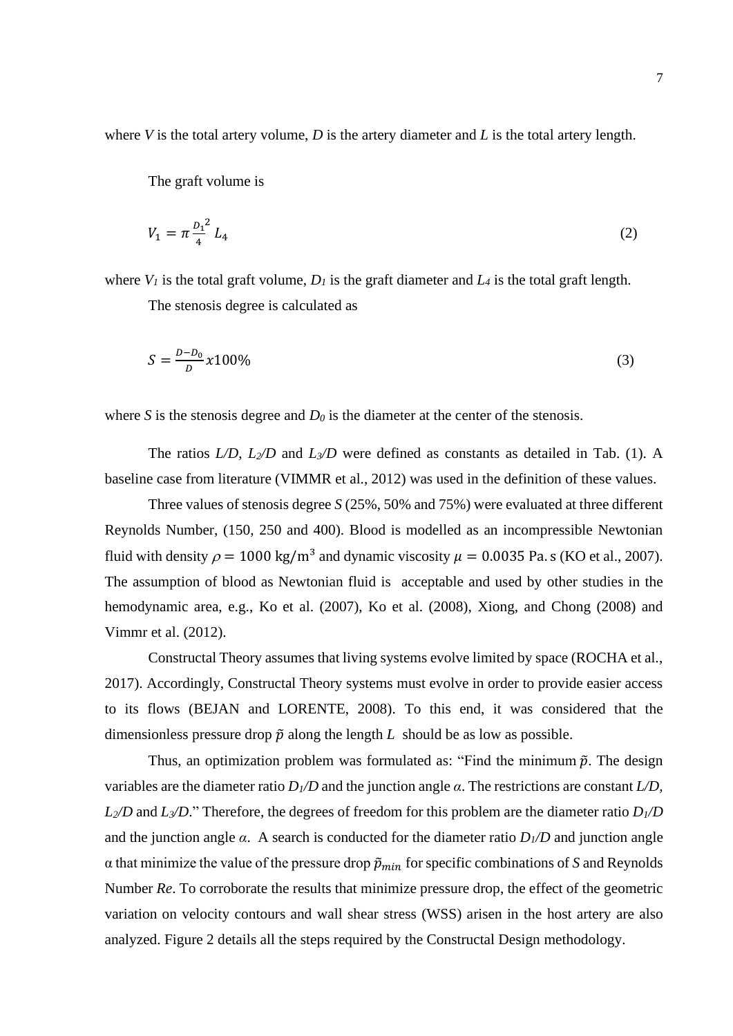where $V$ is the total artery volume, $D$ is the artery diameter and $L$ is the total artery length.

The graft volume is

$$V_1 = \pi \frac{{D_1}^2}{4} L_4 \tag{2}$$

where $V_1$ is the total graft volume, $D_1$ is the graft diameter and $L_4$ is the total graft length.

The stenosis degree is calculated as

$$S = \frac{D - D_0}{D} x 100\% \tag{3}$$

where $S$ is the stenosis degree and $D_0$ is the diameter at the center of the stenosis.

The ratios $L/D$, $L_2/D$ and $L_3/D$ were defined as constants as detailed in Tab. (1). A baseline case from literature (VIMMR et al., 2012) was used in the definition of these values.

Three values of stenosis degree $S$ (25%, 50% and 75%) were evaluated at three different Reynolds Number, (150, 250 and 400). Blood is modelled as an incompressible Newtonian fluid with density $\rho = 1000 \text{ kg/m}^3$ and dynamic viscosity $\mu = 0.0035 \text{ Pa. s}$ (KO et al., 2007). The assumption of blood as Newtonian fluid is acceptable and used by other studies in the hemodynamic area, e.g., Ko et al. (2007), Ko et al. (2008), Xiong, and Chong (2008) and Vimmr et al. (2012).

Constructal Theory assumes that living systems evolve limited by space (ROCHA et al., 2017). Accordingly, Constructal Theory systems must evolve in order to provide easier access to its flows (BEJAN and LORENTE, 2008). To this end, it was considered that the dimensionless pressure drop $\tilde{p}$ along the length $L$ should be as low as possible.

Thus, an optimization problem was formulated as: "Find the minimum $\tilde{p}$. The design variables are the diameter ratio $D_1/D$ and the junction angle $\alpha$. The restrictions are constant $L/D$, $L_2/D$ and $L_3/D$." Therefore, the degrees of freedom for this problem are the diameter ratio $D_1/D$ and the junction angle $\alpha$. A search is conducted for the diameter ratio $D_1/D$ and junction angle $\alpha$ that minimize the value of the pressure drop $\tilde{p}_{min}$ for specific combinations of $S$ and Reynolds Number $Re$. To corroborate the results that minimize pressure drop, the effect of the geometric variation on velocity contours and wall shear stress (WSS) arisen in the host artery are also analyzed. Figure 2 details all the steps required by the Constructal Design methodology.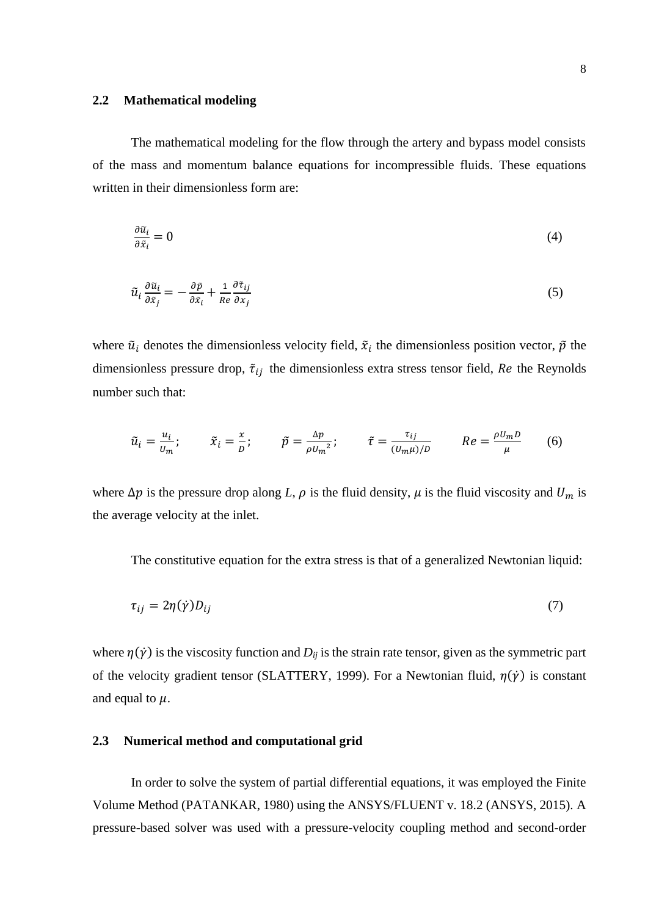### 2.2 Mathematical modeling

The mathematical modeling for the flow through the artery and bypass model consists of the mass and momentum balance equations for incompressible fluids. These equations written in their dimensionless form are:

$$\frac{\partial \tilde{u}_i}{\partial \tilde{x}_i} = 0 \tag{4}$$

$$\tilde{u}_i \frac{\partial \tilde{u}_i}{\partial \tilde{x}_j} = -\frac{\partial \tilde{p}}{\partial \tilde{x}_i} + \frac{1}{Re}\frac{\partial \tilde{\tau}_{ij}}{\partial x_j} \tag{5}$$

where $\tilde{u}_i$ denotes the dimensionless velocity field, $\tilde{x}_i$ the dimensionless position vector, $\tilde{p}$ the dimensionless pressure drop, $\tilde{\tau}_{ij}$ the dimensionless extra stress tensor field, $Re$ the Reynolds number such that:

$$\tilde{u}_i = \frac{u_i}{U_m}; \qquad \tilde{x}_i = \frac{x}{D}; \qquad \tilde{p} = \frac{\Delta p}{\rho {U_m}^2}; \qquad \tilde{\tau} = \frac{\tau_{ij}}{(U_m \mu)/D} \qquad Re = \frac{\rho U_m D}{\mu} \tag{6}$$

where $\Delta p$ is the pressure drop along $L$, $\rho$ is the fluid density, $\mu$ is the fluid viscosity and $U_m$ is the average velocity at the inlet.

The constitutive equation for the extra stress is that of a generalized Newtonian liquid:

$$\tau_{ij} = 2\eta(\dot{\gamma})D_{ij} \tag{7}$$

where $\eta(\dot{\gamma})$ is the viscosity function and $D_{ij}$ is the strain rate tensor, given as the symmetric part of the velocity gradient tensor (SLATTERY, 1999). For a Newtonian fluid, $\eta(\dot{\gamma})$ is constant and equal to $\mu$.

### 2.3 Numerical method and computational grid

In order to solve the system of partial differential equations, it was employed the Finite Volume Method (PATANKAR, 1980) using the ANSYS/FLUENT v. 18.2 (ANSYS, 2015). A pressure-based solver was used with a pressure-velocity coupling method and second-order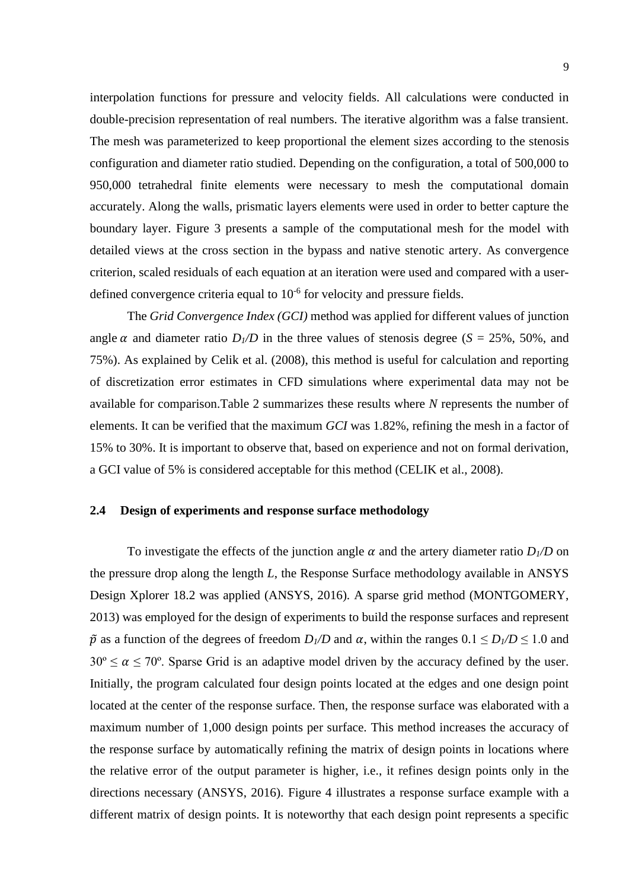interpolation functions for pressure and velocity fields. All calculations were conducted in double-precision representation of real numbers. The iterative algorithm was a false transient. The mesh was parameterized to keep proportional the element sizes according to the stenosis configuration and diameter ratio studied. Depending on the configuration, a total of 500,000 to 950,000 tetrahedral finite elements were necessary to mesh the computational domain accurately. Along the walls, prismatic layers elements were used in order to better capture the boundary layer. Figure 3 presents a sample of the computational mesh for the model with detailed views at the cross section in the bypass and native stenotic artery. As convergence criterion, scaled residuals of each equation at an iteration were used and compared with a user-defined convergence criteria equal to $10^{-6}$ for velocity and pressure fields.

The *Grid Convergence Index (GCI)* method was applied for different values of junction angle $\alpha$ and diameter ratio $D_1/D$ in the three values of stenosis degree ($S$ = 25%, 50%, and 75%). As explained by Celik et al. (2008), this method is useful for calculation and reporting of discretization error estimates in CFD simulations where experimental data may not be available for comparison.Table 2 summarizes these results where $N$ represents the number of elements. It can be verified that the maximum *GCI* was 1.82%, refining the mesh in a factor of 15% to 30%. It is important to observe that, based on experience and not on formal derivation, a GCI value of 5% is considered acceptable for this method (CELIK et al., 2008).

## 2.4 Design of experiments and response surface methodology

To investigate the effects of the junction angle $\alpha$ and the artery diameter ratio $D_1/D$ on the pressure drop along the length $L$, the Response Surface methodology available in ANSYS Design Xplorer 18.2 was applied (ANSYS, 2016). A sparse grid method (MONTGOMERY, 2013) was employed for the design of experiments to build the response surfaces and represent $\tilde{p}$ as a function of the degrees of freedom $D_1/D$ and $\alpha$, within the ranges $0.1 \leq D_1/D \leq 1.0$ and $30º \leq \alpha \leq 70º$. Sparse Grid is an adaptive model driven by the accuracy defined by the user. Initially, the program calculated four design points located at the edges and one design point located at the center of the response surface. Then, the response surface was elaborated with a maximum number of 1,000 design points per surface. This method increases the accuracy of the response surface by automatically refining the matrix of design points in locations where the relative error of the output parameter is higher, i.e., it refines design points only in the directions necessary (ANSYS, 2016). Figure 4 illustrates a response surface example with a different matrix of design points. It is noteworthy that each design point represents a specific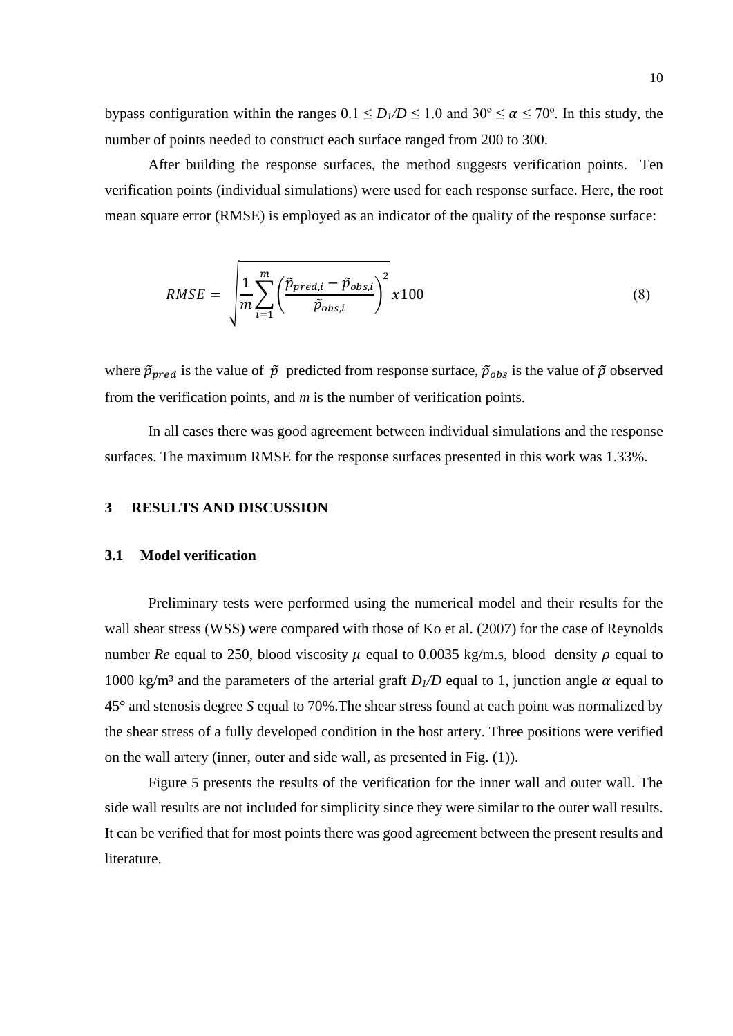bypass configuration within the ranges $0.1 \leq D_1/D \leq 1.0$ and $30^{\circ} \leq \alpha \leq 70^{\circ}$. In this study, the number of points needed to construct each surface ranged from 200 to 300.

After building the response surfaces, the method suggests verification points. Ten verification points (individual simulations) were used for each response surface. Here, the root mean square error (RMSE) is employed as an indicator of the quality of the response surface:

$$RMSE = \sqrt{\frac{1}{m}\sum_{i=1}^{m}\left(\frac{\tilde{p}_{pred,i} - \tilde{p}_{obs,i}}{\tilde{p}_{obs,i}}\right)^2} x100 \tag{8}$$

where $\tilde{p}_{pred}$ is the value of $\tilde{p}$ predicted from response surface, $\tilde{p}_{obs}$ is the value of $\tilde{p}$ observed from the verification points, and $m$ is the number of verification points.

In all cases there was good agreement between individual simulations and the response surfaces. The maximum RMSE for the response surfaces presented in this work was 1.33%.

## 3 RESULTS AND DISCUSSION

### 3.1 Model verification

Preliminary tests were performed using the numerical model and their results for the wall shear stress (WSS) were compared with those of Ko et al. (2007) for the case of Reynolds number *Re* equal to 250, blood viscosity $\mu$ equal to 0.0035 kg/m.s, blood density $\rho$ equal to 1000 kg/m³ and the parameters of the arterial graft $D_1/D$ equal to 1, junction angle $\alpha$ equal to 45° and stenosis degree *S* equal to 70%.The shear stress found at each point was normalized by the shear stress of a fully developed condition in the host artery. Three positions were verified on the wall artery (inner, outer and side wall, as presented in Fig. (1)).

Figure 5 presents the results of the verification for the inner wall and outer wall. The side wall results are not included for simplicity since they were similar to the outer wall results. It can be verified that for most points there was good agreement between the present results and literature.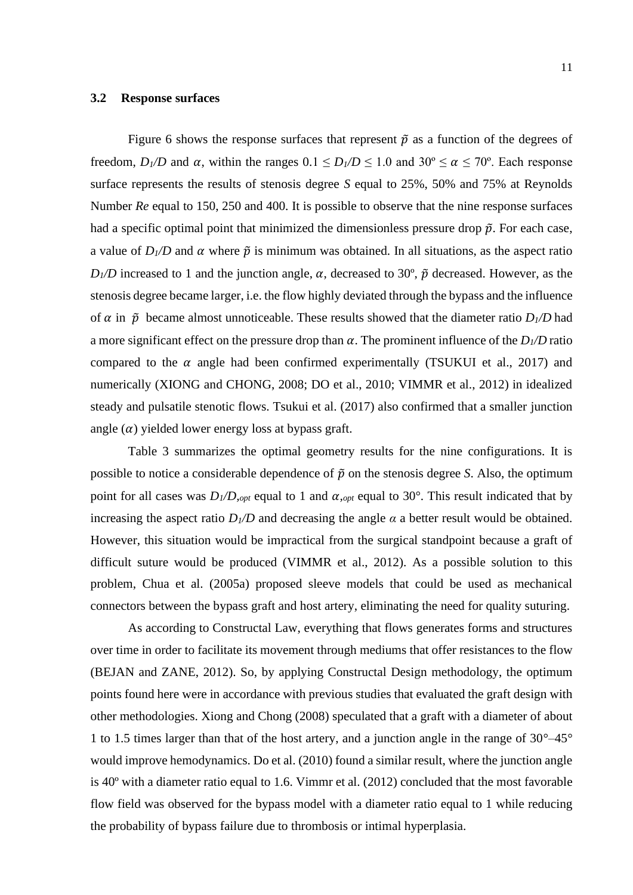### 3.2 Response surfaces

Figure 6 shows the response surfaces that represent $\tilde{p}$ as a function of the degrees of freedom, $D_1/D$ and $\alpha$, within the ranges $0.1 \leq D_1/D \leq 1.0$ and $30^{\circ} \leq \alpha \leq 70^{\circ}$. Each response surface represents the results of stenosis degree *S* equal to 25%, 50% and 75% at Reynolds Number *Re* equal to 150, 250 and 400. It is possible to observe that the nine response surfaces had a specific optimal point that minimized the dimensionless pressure drop $\tilde{p}$. For each case, a value of $D_1/D$ and $\alpha$ where $\tilde{p}$ is minimum was obtained. In all situations, as the aspect ratio $D_1/D$ increased to 1 and the junction angle, $\alpha$, decreased to 30º, $\tilde{p}$ decreased. However, as the stenosis degree became larger, i.e. the flow highly deviated through the bypass and the influence of $\alpha$ in $\tilde{p}$ became almost unnoticeable. These results showed that the diameter ratio $D_1/D$ had a more significant effect on the pressure drop than $\alpha$. The prominent influence of the $D_1/D$ ratio compared to the $\alpha$ angle had been confirmed experimentally (TSUKUI et al., 2017) and numerically (XIONG and CHONG, 2008; DO et al., 2010; VIMMR et al., 2012) in idealized steady and pulsatile stenotic flows. Tsukui et al. (2017) also confirmed that a smaller junction angle ($\alpha$) yielded lower energy loss at bypass graft.

Table 3 summarizes the optimal geometry results for the nine configurations. It is possible to notice a considerable dependence of $\tilde{p}$ on the stenosis degree *S*. Also, the optimum point for all cases was $D_1/D_{,opt}$ equal to 1 and $\alpha_{,opt}$ equal to 30°. This result indicated that by increasing the aspect ratio $D_1/D$ and decreasing the angle $\alpha$ a better result would be obtained. However, this situation would be impractical from the surgical standpoint because a graft of difficult suture would be produced (VIMMR et al., 2012). As a possible solution to this problem, Chua et al. (2005a) proposed sleeve models that could be used as mechanical connectors between the bypass graft and host artery, eliminating the need for quality suturing.

As according to Constructal Law, everything that flows generates forms and structures over time in order to facilitate its movement through mediums that offer resistances to the flow (BEJAN and ZANE, 2012). So, by applying Constructal Design methodology, the optimum points found here were in accordance with previous studies that evaluated the graft design with other methodologies. Xiong and Chong (2008) speculated that a graft with a diameter of about 1 to 1.5 times larger than that of the host artery, and a junction angle in the range of 30°–45° would improve hemodynamics. Do et al. (2010) found a similar result, where the junction angle is 40º with a diameter ratio equal to 1.6. Vimmr et al. (2012) concluded that the most favorable flow field was observed for the bypass model with a diameter ratio equal to 1 while reducing the probability of bypass failure due to thrombosis or intimal hyperplasia.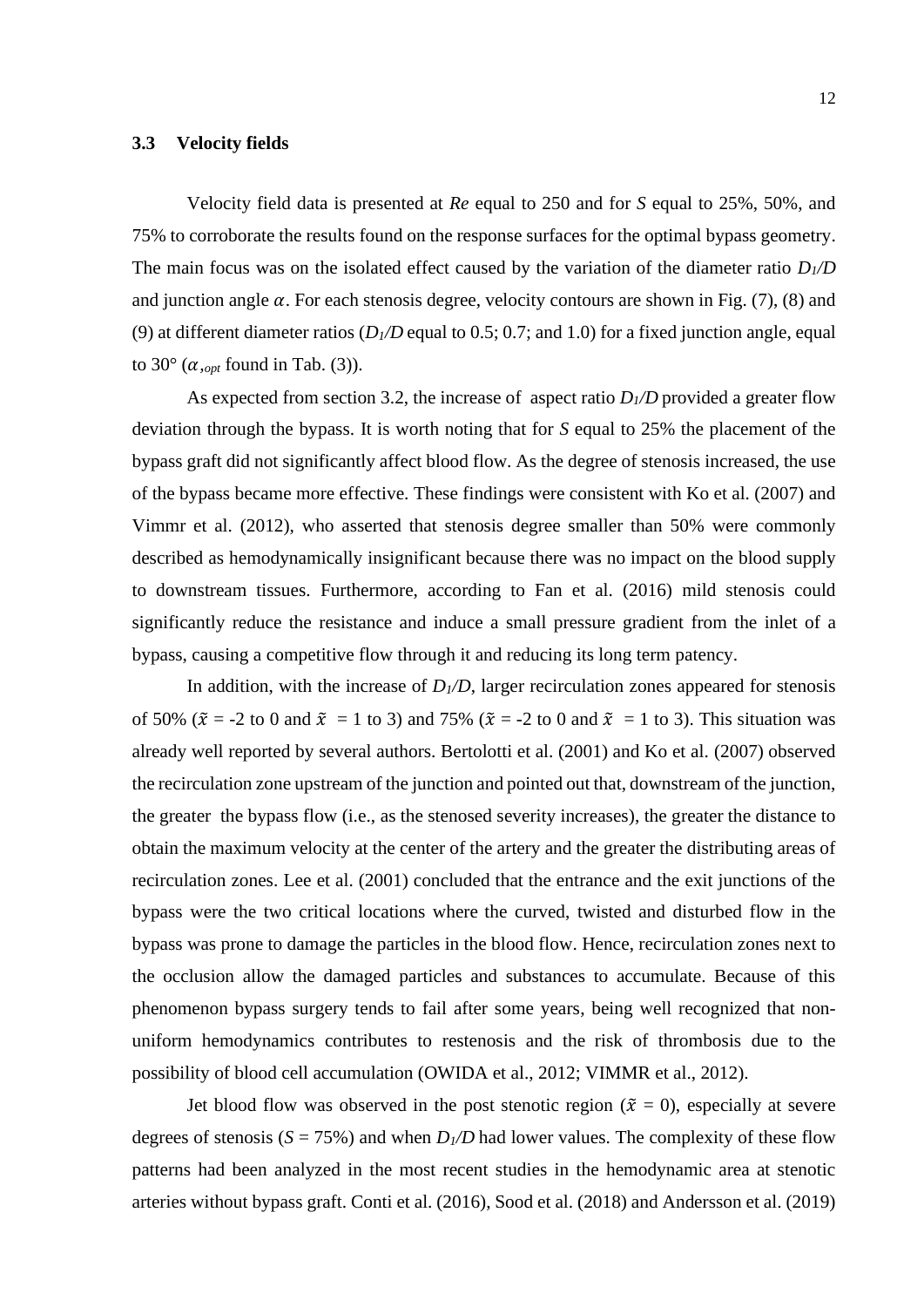### 3.3 Velocity fields

Velocity field data is presented at *Re* equal to 250 and for *S* equal to 25%, 50%, and 75% to corroborate the results found on the response surfaces for the optimal bypass geometry. The main focus was on the isolated effect caused by the variation of the diameter ratio $D_1/D$ and junction angle $\alpha$. For each stenosis degree, velocity contours are shown in Fig. (7), (8) and (9) at different diameter ratios ($D_1/D$ equal to 0.5; 0.7; and 1.0) for a fixed junction angle, equal to 30° ($\alpha_{,opt}$ found in Tab. (3)).

As expected from section 3.2, the increase of aspect ratio $D_1/D$ provided a greater flow deviation through the bypass. It is worth noting that for *S* equal to 25% the placement of the bypass graft did not significantly affect blood flow. As the degree of stenosis increased, the use of the bypass became more effective. These findings were consistent with Ko et al. (2007) and Vimmr et al. (2012), who asserted that stenosis degree smaller than 50% were commonly described as hemodynamically insignificant because there was no impact on the blood supply to downstream tissues. Furthermore, according to Fan et al. (2016) mild stenosis could significantly reduce the resistance and induce a small pressure gradient from the inlet of a bypass, causing a competitive flow through it and reducing its long term patency.

In addition, with the increase of $D_1/D$, larger recirculation zones appeared for stenosis of 50% ($\tilde{x}$ = -2 to 0 and $\tilde{x}$ = 1 to 3) and 75% ($\tilde{x}$ = -2 to 0 and $\tilde{x}$ = 1 to 3). This situation was already well reported by several authors. Bertolotti et al. (2001) and Ko et al. (2007) observed the recirculation zone upstream of the junction and pointed out that, downstream of the junction, the greater the bypass flow (i.e., as the stenosed severity increases), the greater the distance to obtain the maximum velocity at the center of the artery and the greater the distributing areas of recirculation zones. Lee et al. (2001) concluded that the entrance and the exit junctions of the bypass were the two critical locations where the curved, twisted and disturbed flow in the bypass was prone to damage the particles in the blood flow. Hence, recirculation zones next to the occlusion allow the damaged particles and substances to accumulate. Because of this phenomenon bypass surgery tends to fail after some years, being well recognized that non-uniform hemodynamics contributes to restenosis and the risk of thrombosis due to the possibility of blood cell accumulation (OWIDA et al., 2012; VIMMR et al., 2012).

Jet blood flow was observed in the post stenotic region ($\tilde{x}$ = 0), especially at severe degrees of stenosis (*S* = 75%) and when $D_1/D$ had lower values. The complexity of these flow patterns had been analyzed in the most recent studies in the hemodynamic area at stenotic arteries without bypass graft. Conti et al. (2016), Sood et al. (2018) and Andersson et al. (2019)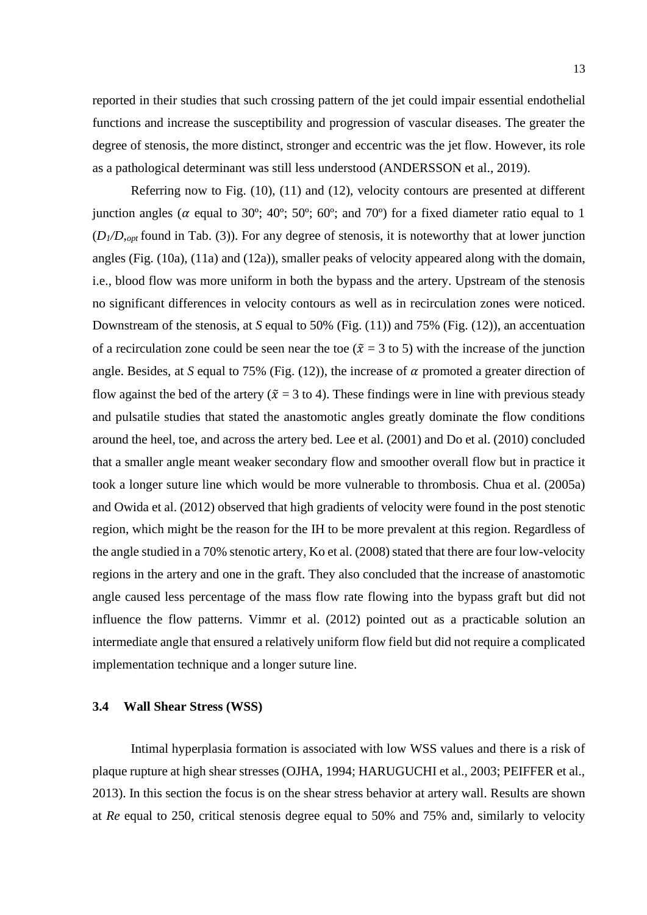reported in their studies that such crossing pattern of the jet could impair essential endothelial functions and increase the susceptibility and progression of vascular diseases. The greater the degree of stenosis, the more distinct, stronger and eccentric was the jet flow. However, its role as a pathological determinant was still less understood (ANDERSSON et al., 2019).

Referring now to Fig. (10), (11) and (12), velocity contours are presented at different junction angles ($\alpha$ equal to 30º; 40º; 50º; 60º; and 70º) for a fixed diameter ratio equal to 1 ($D_1/D_{,opt}$ found in Tab. (3)). For any degree of stenosis, it is noteworthy that at lower junction angles (Fig. (10a), (11a) and (12a)), smaller peaks of velocity appeared along with the domain, i.e., blood flow was more uniform in both the bypass and the artery. Upstream of the stenosis no significant differences in velocity contours as well as in recirculation zones were noticed. Downstream of the stenosis, at *S* equal to 50% (Fig. (11)) and 75% (Fig. (12)), an accentuation of a recirculation zone could be seen near the toe ($\tilde{x}$ = 3 to 5) with the increase of the junction angle. Besides, at *S* equal to 75% (Fig. (12)), the increase of $\alpha$ promoted a greater direction of flow against the bed of the artery ($\tilde{x}$ = 3 to 4). These findings were in line with previous steady and pulsatile studies that stated the anastomotic angles greatly dominate the flow conditions around the heel, toe, and across the artery bed. Lee et al. (2001) and Do et al. (2010) concluded that a smaller angle meant weaker secondary flow and smoother overall flow but in practice it took a longer suture line which would be more vulnerable to thrombosis. Chua et al. (2005a) and Owida et al. (2012) observed that high gradients of velocity were found in the post stenotic region, which might be the reason for the IH to be more prevalent at this region. Regardless of the angle studied in a 70% stenotic artery, Ko et al. (2008) stated that there are four low-velocity regions in the artery and one in the graft. They also concluded that the increase of anastomotic angle caused less percentage of the mass flow rate flowing into the bypass graft but did not influence the flow patterns. Vimmr et al. (2012) pointed out as a practicable solution an intermediate angle that ensured a relatively uniform flow field but did not require a complicated implementation technique and a longer suture line.

### 3.4 Wall Shear Stress (WSS)

Intimal hyperplasia formation is associated with low WSS values and there is a risk of plaque rupture at high shear stresses (OJHA, 1994; HARUGUCHI et al., 2003; PEIFFER et al., 2013). In this section the focus is on the shear stress behavior at artery wall. Results are shown at *Re* equal to 250, critical stenosis degree equal to 50% and 75% and, similarly to velocity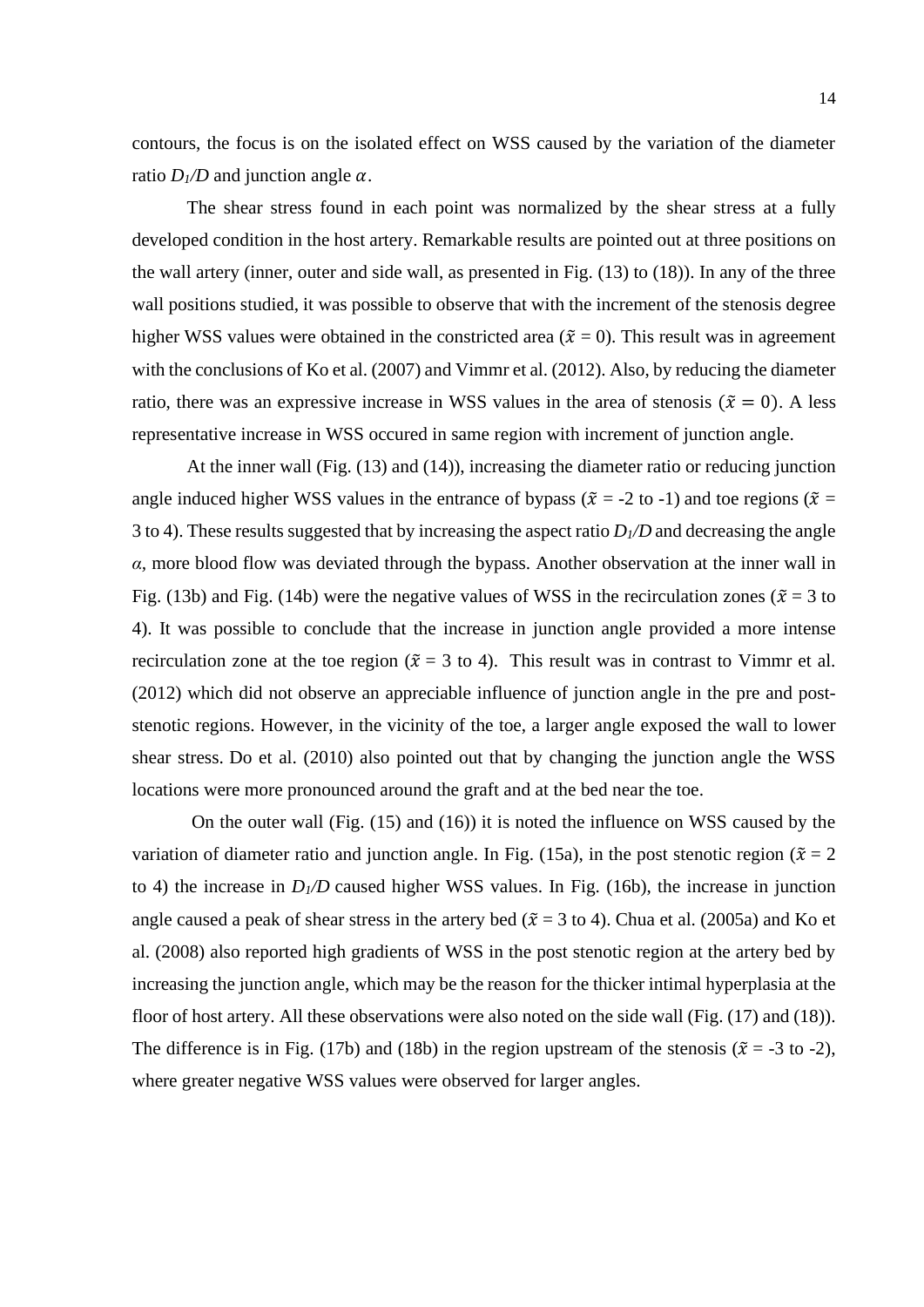contours, the focus is on the isolated effect on WSS caused by the variation of the diameter ratio $D_1/D$ and junction angle $\alpha$.

The shear stress found in each point was normalized by the shear stress at a fully developed condition in the host artery. Remarkable results are pointed out at three positions on the wall artery (inner, outer and side wall, as presented in Fig. (13) to (18)). In any of the three wall positions studied, it was possible to observe that with the increment of the stenosis degree higher WSS values were obtained in the constricted area ($\tilde{x}$ = 0). This result was in agreement with the conclusions of Ko et al. (2007) and Vimmr et al. (2012). Also, by reducing the diameter ratio, there was an expressive increase in WSS values in the area of stenosis ($\tilde{x} = 0$). A less representative increase in WSS occured in same region with increment of junction angle.

At the inner wall (Fig. (13) and (14)), increasing the diameter ratio or reducing junction angle induced higher WSS values in the entrance of bypass ($\tilde{x}$ = -2 to -1) and toe regions ($\tilde{x}$ = 3 to 4). These results suggested that by increasing the aspect ratio $D_1/D$ and decreasing the angle $\alpha$, more blood flow was deviated through the bypass. Another observation at the inner wall in Fig. (13b) and Fig. (14b) were the negative values of WSS in the recirculation zones ($\tilde{x}$ = 3 to 4). It was possible to conclude that the increase in junction angle provided a more intense recirculation zone at the toe region ($\tilde{x}$ = 3 to 4). This result was in contrast to Vimmr et al. (2012) which did not observe an appreciable influence of junction angle in the pre and post-stenotic regions. However, in the vicinity of the toe, a larger angle exposed the wall to lower shear stress. Do et al. (2010) also pointed out that by changing the junction angle the WSS locations were more pronounced around the graft and at the bed near the toe.

On the outer wall (Fig. (15) and (16)) it is noted the influence on WSS caused by the variation of diameter ratio and junction angle. In Fig. (15a), in the post stenotic region ($\tilde{x}$ = 2 to 4) the increase in $D_1/D$ caused higher WSS values. In Fig. (16b), the increase in junction angle caused a peak of shear stress in the artery bed ($\tilde{x}$ = 3 to 4). Chua et al. (2005a) and Ko et al. (2008) also reported high gradients of WSS in the post stenotic region at the artery bed by increasing the junction angle, which may be the reason for the thicker intimal hyperplasia at the floor of host artery. All these observations were also noted on the side wall (Fig. (17) and (18)). The difference is in Fig. (17b) and (18b) in the region upstream of the stenosis ($\tilde{x}$ = -3 to -2), where greater negative WSS values were observed for larger angles.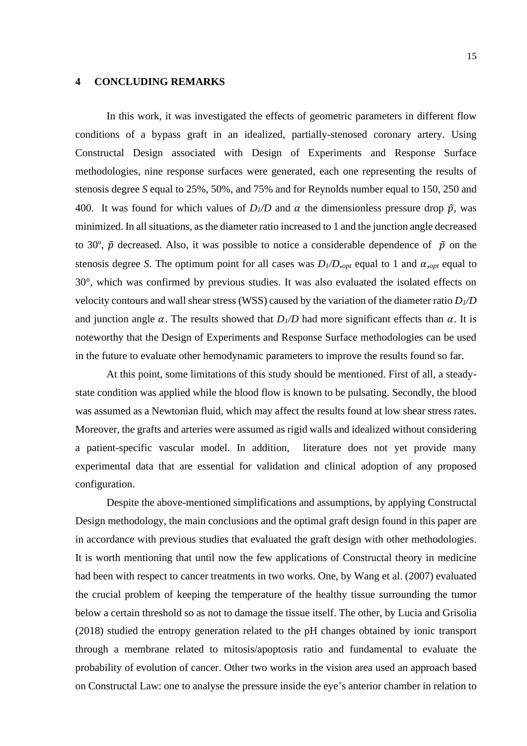## 4 CONCLUDING REMARKS

In this work, it was investigated the effects of geometric parameters in different flow conditions of a bypass graft in an idealized, partially-stenosed coronary artery. Using Constructal Design associated with Design of Experiments and Response Surface methodologies, nine response surfaces were generated, each one representing the results of stenosis degree *S* equal to 25%, 50%, and 75% and for Reynolds number equal to 150, 250 and 400. It was found for which values of $D_1/D$ and $\alpha$ the dimensionless pressure drop $\tilde{p}$, was minimized. In all situations, as the diameter ratio increased to 1 and the junction angle decreased to 30º, $\tilde{p}$ decreased. Also, it was possible to notice a considerable dependence of $\tilde{p}$ on the stenosis degree *S*. The optimum point for all cases was $D_1/D_{,opt}$ equal to 1 and $\alpha_{,opt}$ equal to 30°, which was confirmed by previous studies. It was also evaluated the isolated effects on velocity contours and wall shear stress (WSS) caused by the variation of the diameter ratio $D_1/D$ and junction angle $\alpha$. The results showed that $D_1/D$ had more significant effects than $\alpha$. It is noteworthy that the Design of Experiments and Response Surface methodologies can be used in the future to evaluate other hemodynamic parameters to improve the results found so far.

At this point, some limitations of this study should be mentioned. First of all, a steady-state condition was applied while the blood flow is known to be pulsating. Secondly, the blood was assumed as a Newtonian fluid, which may affect the results found at low shear stress rates. Moreover, the grafts and arteries were assumed as rigid walls and idealized without considering a patient-specific vascular model. In addition, literature does not yet provide many experimental data that are essential for validation and clinical adoption of any proposed configuration.

Despite the above-mentioned simplifications and assumptions, by applying Constructal Design methodology, the main conclusions and the optimal graft design found in this paper are in accordance with previous studies that evaluated the graft design with other methodologies. It is worth mentioning that until now the few applications of Constructal theory in medicine had been with respect to cancer treatments in two works. One, by Wang et al. (2007) evaluated the crucial problem of keeping the temperature of the healthy tissue surrounding the tumor below a certain threshold so as not to damage the tissue itself. The other, by Lucia and Grisolia (2018) studied the entropy generation related to the pH changes obtained by ionic transport through a membrane related to mitosis/apoptosis ratio and fundamental to evaluate the probability of evolution of cancer. Other two works in the vision area used an approach based on Constructal Law: one to analyse the pressure inside the eye's anterior chamber in relation to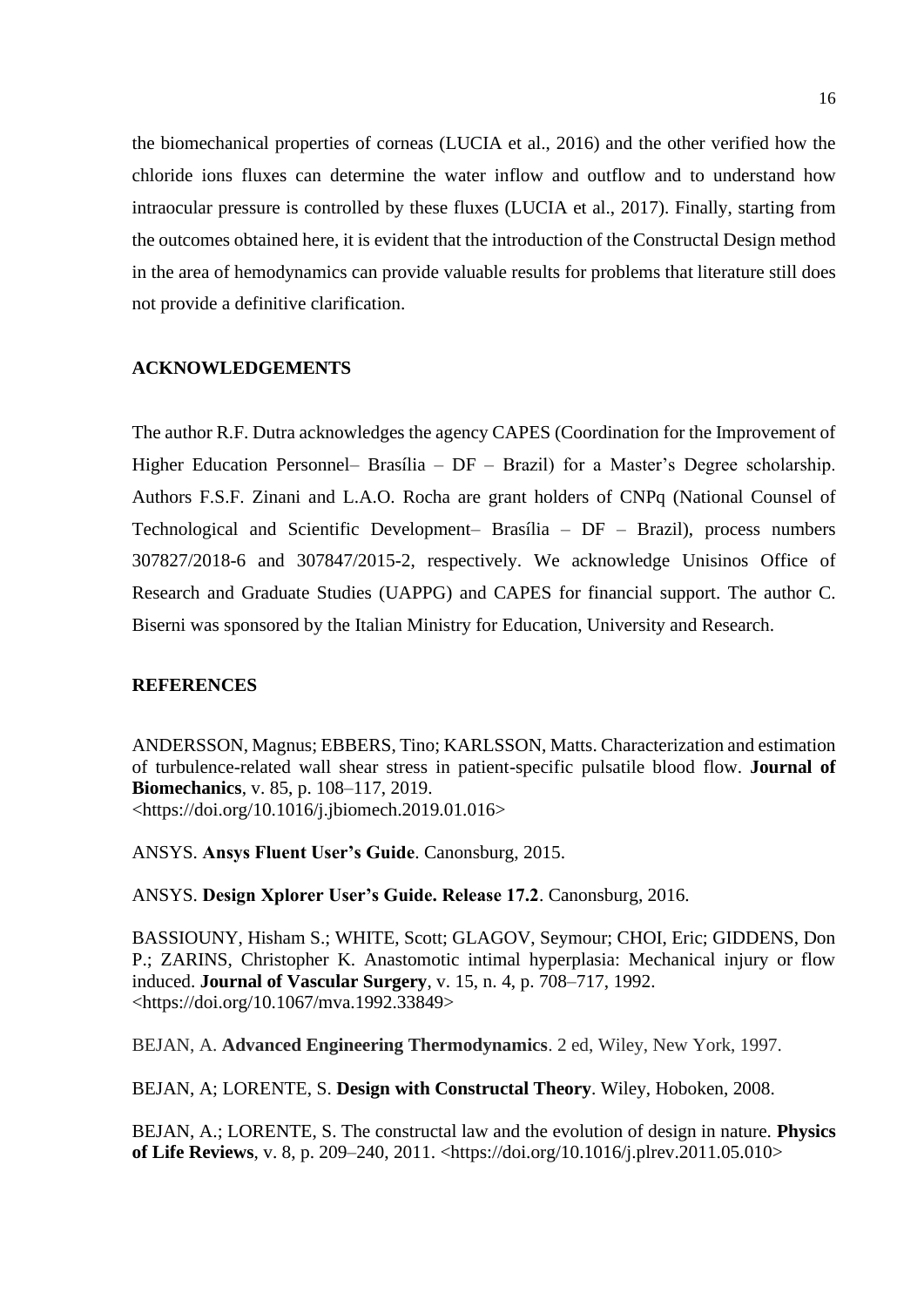the biomechanical properties of corneas (LUCIA et al., 2016) and the other verified how the chloride ions fluxes can determine the water inflow and outflow and to understand how intraocular pressure is controlled by these fluxes (LUCIA et al., 2017). Finally, starting from the outcomes obtained here, it is evident that the introduction of the Constructal Design method in the area of hemodynamics can provide valuable results for problems that literature still does not provide a definitive clarification.

## ACKNOWLEDGEMENTS

The author R.F. Dutra acknowledges the agency CAPES (Coordination for the Improvement of Higher Education Personnel– Brasília – DF – Brazil) for a Master's Degree scholarship. Authors F.S.F. Zinani and L.A.O. Rocha are grant holders of CNPq (National Counsel of Technological and Scientific Development– Brasília – DF – Brazil), process numbers 307827/2018-6 and 307847/2015-2, respectively. We acknowledge Unisinos Office of Research and Graduate Studies (UAPPG) and CAPES for financial support. The author C. Biserni was sponsored by the Italian Ministry for Education, University and Research.

## REFERENCES

ANDERSSON, Magnus; EBBERS, Tino; KARLSSON, Matts. Characterization and estimation of turbulence-related wall shear stress in patient-specific pulsatile blood flow. **Journal of Biomechanics**, v. 85, p. 108–117, 2019. <https://doi.org/10.1016/j.jbiomech.2019.01.016>

ANSYS. **Ansys Fluent User's Guide**. Canonsburg, 2015.

ANSYS. **Design Xplorer User's Guide. Release 17.2**. Canonsburg, 2016.

BASSIOUNY, Hisham S.; WHITE, Scott; GLAGOV, Seymour; CHOI, Eric; GIDDENS, Don P.; ZARINS, Christopher K. Anastomotic intimal hyperplasia: Mechanical injury or flow induced. **Journal of Vascular Surgery**, v. 15, n. 4, p. 708–717, 1992. <https://doi.org/10.1067/mva.1992.33849>

BEJAN, A. **Advanced Engineering Thermodynamics**. 2 ed, Wiley, New York, 1997.

BEJAN, A; LORENTE, S. **Design with Constructal Theory**. Wiley, Hoboken, 2008.

BEJAN, A.; LORENTE, S. The constructal law and the evolution of design in nature. **Physics of Life Reviews**, v. 8, p. 209–240, 2011. <https://doi.org/10.1016/j.plrev.2011.05.010>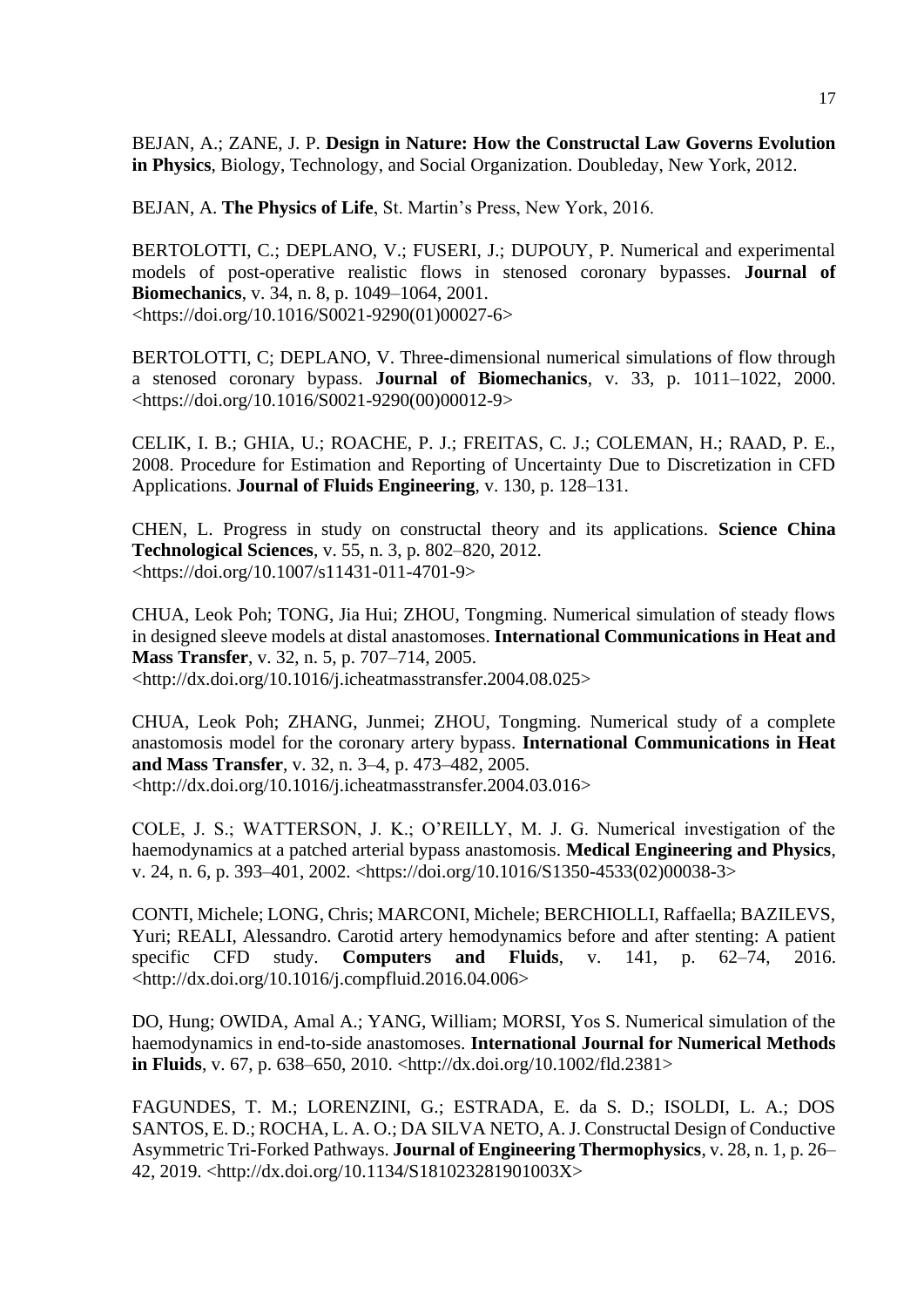BEJAN, A.; ZANE, J. P. **Design in Nature: How the Constructal Law Governs Evolution in Physics**, Biology, Technology, and Social Organization. Doubleday, New York, 2012.

BEJAN, A. **The Physics of Life**, St. Martin's Press, New York, 2016.

BERTOLOTTI, C.; DEPLANO, V.; FUSERI, J.; DUPOUY, P. Numerical and experimental models of post-operative realistic flows in stenosed coronary bypasses. **Journal of Biomechanics**, v. 34, n. 8, p. 1049–1064, 2001. <https://doi.org/10.1016/S0021-9290(01)00027-6>

BERTOLOTTI, C; DEPLANO, V. Three-dimensional numerical simulations of flow through a stenosed coronary bypass. **Journal of Biomechanics**, v. 33, p. 1011–1022, 2000. <https://doi.org/10.1016/S0021-9290(00)00012-9>

CELIK, I. B.; GHIA, U.; ROACHE, P. J.; FREITAS, C. J.; COLEMAN, H.; RAAD, P. E., 2008. Procedure for Estimation and Reporting of Uncertainty Due to Discretization in CFD Applications. **Journal of Fluids Engineering**, v. 130, p. 128–131.

CHEN, L. Progress in study on constructal theory and its applications. **Science China Technological Sciences**, v. 55, n. 3, p. 802–820, 2012. <https://doi.org/10.1007/s11431-011-4701-9>

CHUA, Leok Poh; TONG, Jia Hui; ZHOU, Tongming. Numerical simulation of steady flows in designed sleeve models at distal anastomoses. **International Communications in Heat and Mass Transfer**, v. 32, n. 5, p. 707–714, 2005. <http://dx.doi.org/10.1016/j.icheatmasstransfer.2004.08.025>

CHUA, Leok Poh; ZHANG, Junmei; ZHOU, Tongming. Numerical study of a complete anastomosis model for the coronary artery bypass. **International Communications in Heat and Mass Transfer**, v. 32, n. 3–4, p. 473–482, 2005. <http://dx.doi.org/10.1016/j.icheatmasstransfer.2004.03.016>

COLE, J. S.; WATTERSON, J. K.; O'REILLY, M. J. G. Numerical investigation of the haemodynamics at a patched arterial bypass anastomosis. **Medical Engineering and Physics**, v. 24, n. 6, p. 393–401, 2002. <https://doi.org/10.1016/S1350-4533(02)00038-3>

CONTI, Michele; LONG, Chris; MARCONI, Michele; BERCHIOLLI, Raffaella; BAZILEVS, Yuri; REALI, Alessandro. Carotid artery hemodynamics before and after stenting: A patient specific CFD study. **Computers and Fluids**, v. 141, p. 62–74, 2016. <http://dx.doi.org/10.1016/j.compfluid.2016.04.006>

DO, Hung; OWIDA, Amal A.; YANG, William; MORSI, Yos S. Numerical simulation of the haemodynamics in end-to-side anastomoses. **International Journal for Numerical Methods in Fluids**, v. 67, p. 638–650, 2010. <http://dx.doi.org/10.1002/fld.2381>

FAGUNDES, T. M.; LORENZINI, G.; ESTRADA, E. da S. D.; ISOLDI, L. A.; DOS SANTOS, E. D.; ROCHA, L. A. O.; DA SILVA NETO, A. J. Constructal Design of Conductive Asymmetric Tri-Forked Pathways. **Journal of Engineering Thermophysics**, v. 28, n. 1, p. 26–42, 2019. <http://dx.doi.org/10.1134/S181023281901003X>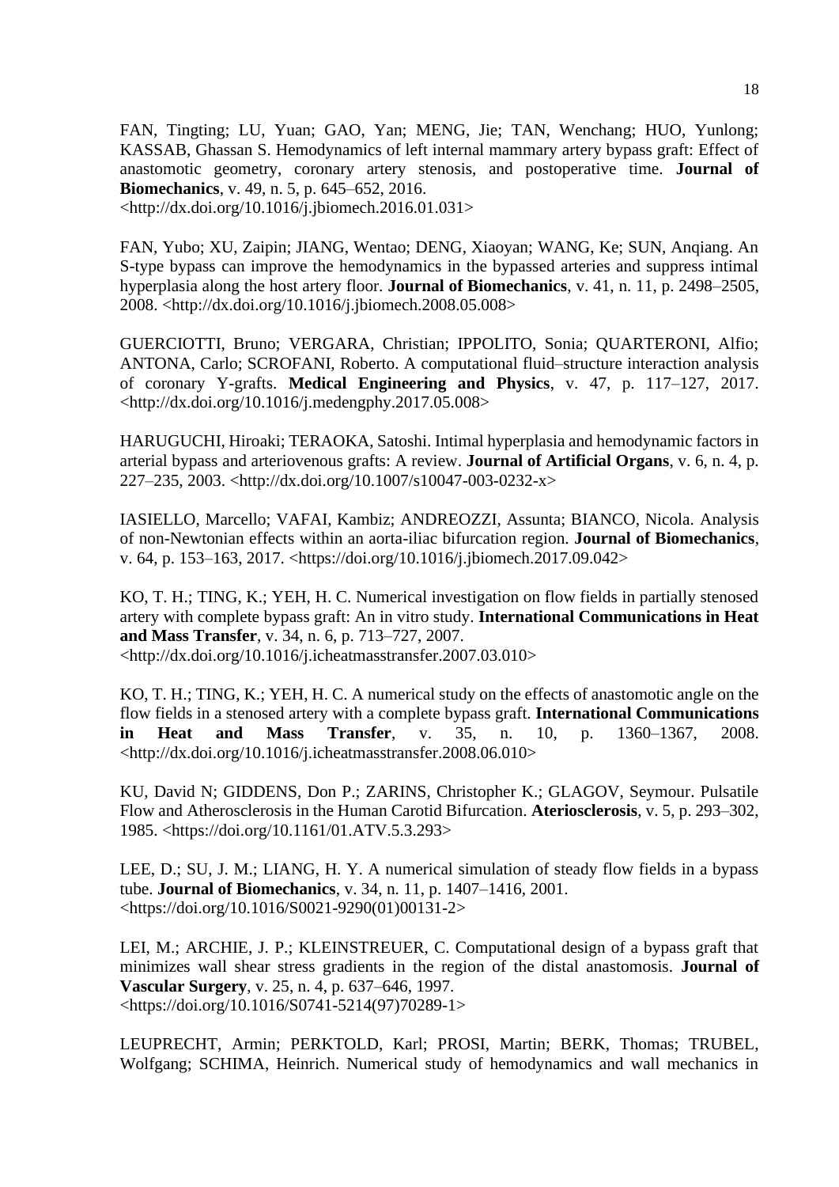FAN, Tingting; LU, Yuan; GAO, Yan; MENG, Jie; TAN, Wenchang; HUO, Yunlong; KASSAB, Ghassan S. Hemodynamics of left internal mammary artery bypass graft: Effect of anastomotic geometry, coronary artery stenosis, and postoperative time. **Journal of Biomechanics**, v. 49, n. 5, p. 645–652, 2016. <http://dx.doi.org/10.1016/j.jbiomech.2016.01.031>

FAN, Yubo; XU, Zaipin; JIANG, Wentao; DENG, Xiaoyan; WANG, Ke; SUN, Anqiang. An S-type bypass can improve the hemodynamics in the bypassed arteries and suppress intimal hyperplasia along the host artery floor. **Journal of Biomechanics**, v. 41, n. 11, p. 2498–2505, 2008. <http://dx.doi.org/10.1016/j.jbiomech.2008.05.008>

GUERCIOTTI, Bruno; VERGARA, Christian; IPPOLITO, Sonia; QUARTERONI, Alfio; ANTONA, Carlo; SCROFANI, Roberto. A computational fluid–structure interaction analysis of coronary Y-grafts. **Medical Engineering and Physics**, v. 47, p. 117–127, 2017. <http://dx.doi.org/10.1016/j.medengphy.2017.05.008>

HARUGUCHI, Hiroaki; TERAOKA, Satoshi. Intimal hyperplasia and hemodynamic factors in arterial bypass and arteriovenous grafts: A review. **Journal of Artificial Organs**, v. 6, n. 4, p. 227–235, 2003. <http://dx.doi.org/10.1007/s10047-003-0232-x>

IASIELLO, Marcello; VAFAI, Kambiz; ANDREOZZI, Assunta; BIANCO, Nicola. Analysis of non-Newtonian effects within an aorta-iliac bifurcation region. **Journal of Biomechanics**, v. 64, p. 153–163, 2017. <https://doi.org/10.1016/j.jbiomech.2017.09.042>

KO, T. H.; TING, K.; YEH, H. C. Numerical investigation on flow fields in partially stenosed artery with complete bypass graft: An in vitro study. **International Communications in Heat and Mass Transfer**, v. 34, n. 6, p. 713–727, 2007. <http://dx.doi.org/10.1016/j.icheatmasstransfer.2007.03.010>

KO, T. H.; TING, K.; YEH, H. C. A numerical study on the effects of anastomotic angle on the flow fields in a stenosed artery with a complete bypass graft. **International Communications in Heat and Mass Transfer**, v. 35, n. 10, p. 1360–1367, 2008. <http://dx.doi.org/10.1016/j.icheatmasstransfer.2008.06.010>

KU, David N; GIDDENS, Don P.; ZARINS, Christopher K.; GLAGOV, Seymour. Pulsatile Flow and Atherosclerosis in the Human Carotid Bifurcation. **Ateriosclerosis**, v. 5, p. 293–302, 1985. <https://doi.org/10.1161/01.ATV.5.3.293>

LEE, D.; SU, J. M.; LIANG, H. Y. A numerical simulation of steady flow fields in a bypass tube. **Journal of Biomechanics**, v. 34, n. 11, p. 1407–1416, 2001. <https://doi.org/10.1016/S0021-9290(01)00131-2>

LEI, M.; ARCHIE, J. P.; KLEINSTREUER, C. Computational design of a bypass graft that minimizes wall shear stress gradients in the region of the distal anastomosis. **Journal of Vascular Surgery**, v. 25, n. 4, p. 637–646, 1997. <https://doi.org/10.1016/S0741-5214(97)70289-1>

LEUPRECHT, Armin; PERKTOLD, Karl; PROSI, Martin; BERK, Thomas; TRUBEL, Wolfgang; SCHIMA, Heinrich. Numerical study of hemodynamics and wall mechanics in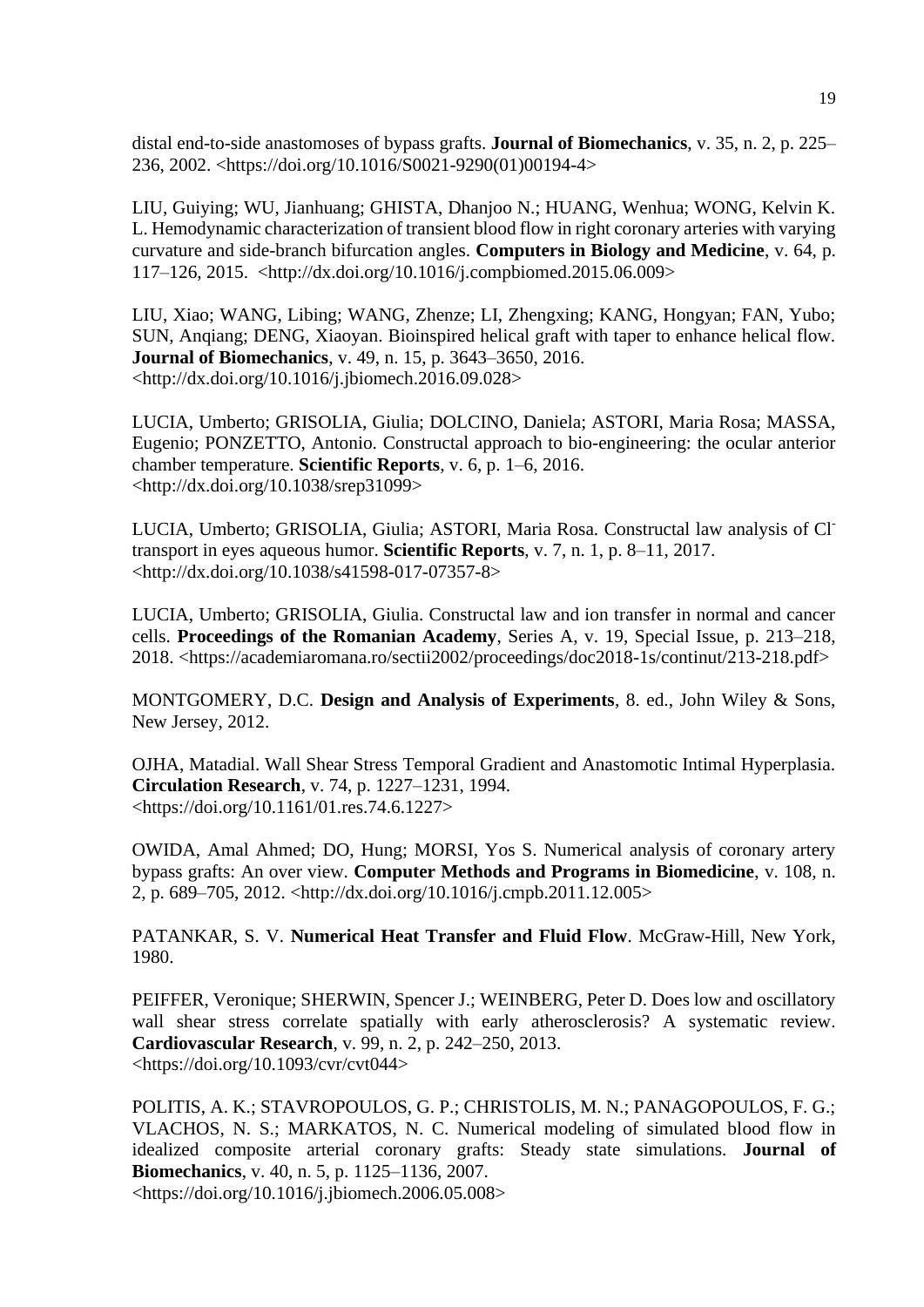distal end-to-side anastomoses of bypass grafts. **Journal of Biomechanics**, v. 35, n. 2, p. 225–236, 2002. <https://doi.org/10.1016/S0021-9290(01)00194-4>

LIU, Guiying; WU, Jianhuang; GHISTA, Dhanjoo N.; HUANG, Wenhua; WONG, Kelvin K. L. Hemodynamic characterization of transient blood flow in right coronary arteries with varying curvature and side-branch bifurcation angles. **Computers in Biology and Medicine**, v. 64, p. 117–126, 2015. <http://dx.doi.org/10.1016/j.compbiomed.2015.06.009>

LIU, Xiao; WANG, Libing; WANG, Zhenze; LI, Zhengxing; KANG, Hongyan; FAN, Yubo; SUN, Anqiang; DENG, Xiaoyan. Bioinspired helical graft with taper to enhance helical flow. **Journal of Biomechanics**, v. 49, n. 15, p. 3643–3650, 2016. <http://dx.doi.org/10.1016/j.jbiomech.2016.09.028>

LUCIA, Umberto; GRISOLIA, Giulia; DOLCINO, Daniela; ASTORI, Maria Rosa; MASSA, Eugenio; PONZETTO, Antonio. Constructal approach to bio-engineering: the ocular anterior chamber temperature. **Scientific Reports**, v. 6, p. 1–6, 2016. <http://dx.doi.org/10.1038/srep31099>

LUCIA, Umberto; GRISOLIA, Giulia; ASTORI, Maria Rosa. Constructal law analysis of $Cl^-$ transport in eyes aqueous humor. **Scientific Reports**, v. 7, n. 1, p. 8–11, 2017. <http://dx.doi.org/10.1038/s41598-017-07357-8>

LUCIA, Umberto; GRISOLIA, Giulia. Constructal law and ion transfer in normal and cancer cells. **Proceedings of the Romanian Academy**, Series A, v. 19, Special Issue, p. 213–218, 2018. <https://academiaromana.ro/sectii2002/proceedings/doc2018-1s/continut/213-218.pdf>

MONTGOMERY, D.C. **Design and Analysis of Experiments**, 8. ed., John Wiley & Sons, New Jersey, 2012.

OJHA, Matadial. Wall Shear Stress Temporal Gradient and Anastomotic Intimal Hyperplasia. **Circulation Research**, v. 74, p. 1227–1231, 1994. <https://doi.org/10.1161/01.res.74.6.1227>

OWIDA, Amal Ahmed; DO, Hung; MORSI, Yos S. Numerical analysis of coronary artery bypass grafts: An over view. **Computer Methods and Programs in Biomedicine**, v. 108, n. 2, p. 689–705, 2012. <http://dx.doi.org/10.1016/j.cmpb.2011.12.005>

PATANKAR, S. V. **Numerical Heat Transfer and Fluid Flow**. McGraw-Hill, New York, 1980.

PEIFFER, Veronique; SHERWIN, Spencer J.; WEINBERG, Peter D. Does low and oscillatory wall shear stress correlate spatially with early atherosclerosis? A systematic review. **Cardiovascular Research**, v. 99, n. 2, p. 242–250, 2013. <https://doi.org/10.1093/cvr/cvt044>

POLITIS, A. K.; STAVROPOULOS, G. P.; CHRISTOLIS, M. N.; PANAGOPOULOS, F. G.; VLACHOS, N. S.; MARKATOS, N. C. Numerical modeling of simulated blood flow in idealized composite arterial coronary grafts: Steady state simulations. **Journal of Biomechanics**, v. 40, n. 5, p. 1125–1136, 2007. <https://doi.org/10.1016/j.jbiomech.2006.05.008>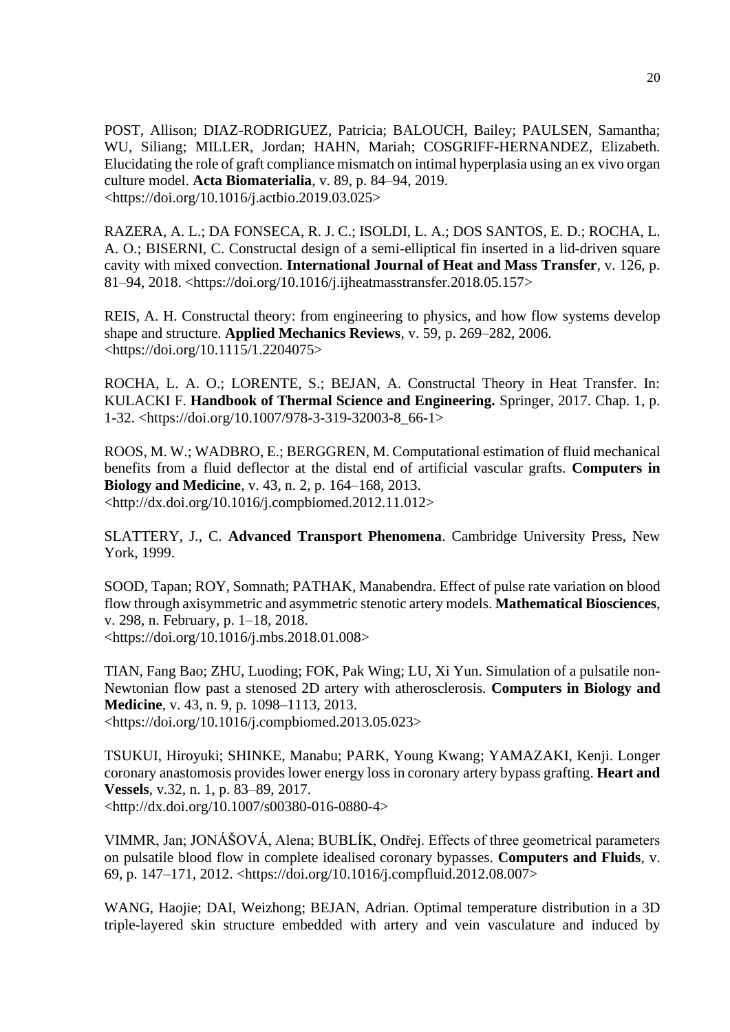POST, Allison; DIAZ-RODRIGUEZ, Patricia; BALOUCH, Bailey; PAULSEN, Samantha; WU, Siliang; MILLER, Jordan; HAHN, Mariah; COSGRIFF-HERNANDEZ, Elizabeth. Elucidating the role of graft compliance mismatch on intimal hyperplasia using an ex vivo organ culture model. **Acta Biomaterialia**, v. 89, p. 84–94, 2019. <https://doi.org/10.1016/j.actbio.2019.03.025>

RAZERA, A. L.; DA FONSECA, R. J. C.; ISOLDI, L. A.; DOS SANTOS, E. D.; ROCHA, L. A. O.; BISERNI, C. Constructal design of a semi-elliptical fin inserted in a lid-driven square cavity with mixed convection. **International Journal of Heat and Mass Transfer**, v. 126, p. 81–94, 2018. <https://doi.org/10.1016/j.ijheatmasstransfer.2018.05.157>

REIS, A. H. Constructal theory: from engineering to physics, and how flow systems develop shape and structure. **Applied Mechanics Reviews**, v. 59, p. 269–282, 2006. <https://doi.org/10.1115/1.2204075>

ROCHA, L. A. O.; LORENTE, S.; BEJAN, A. Constructal Theory in Heat Transfer. In: KULACKI F. **Handbook of Thermal Science and Engineering.** Springer, 2017. Chap. 1, p. 1-32. <https://doi.org/10.1007/978-3-319-32003-8_66-1>

ROOS, M. W.; WADBRO, E.; BERGGREN, M. Computational estimation of fluid mechanical benefits from a fluid deflector at the distal end of artificial vascular grafts. **Computers in Biology and Medicine**, v. 43, n. 2, p. 164–168, 2013. <http://dx.doi.org/10.1016/j.compbiomed.2012.11.012>

SLATTERY, J., C. **Advanced Transport Phenomena**. Cambridge University Press, New York, 1999.

SOOD, Tapan; ROY, Somnath; PATHAK, Manabendra. Effect of pulse rate variation on blood flow through axisymmetric and asymmetric stenotic artery models. **Mathematical Biosciences**, v. 298, n. February, p. 1–18, 2018. <https://doi.org/10.1016/j.mbs.2018.01.008>

TIAN, Fang Bao; ZHU, Luoding; FOK, Pak Wing; LU, Xi Yun. Simulation of a pulsatile non-Newtonian flow past a stenosed 2D artery with atherosclerosis. **Computers in Biology and Medicine**, v. 43, n. 9, p. 1098–1113, 2013. <https://doi.org/10.1016/j.compbiomed.2013.05.023>

TSUKUI, Hiroyuki; SHINKE, Manabu; PARK, Young Kwang; YAMAZAKI, Kenji. Longer coronary anastomosis provides lower energy loss in coronary artery bypass grafting. **Heart and Vessels**, v.32, n. 1, p. 83–89, 2017. <http://dx.doi.org/10.1007/s00380-016-0880-4>

VIMMR, Jan; JONÁŠOVÁ, Alena; BUBLÍK, Ondřej. Effects of three geometrical parameters on pulsatile blood flow in complete idealised coronary bypasses. **Computers and Fluids**, v. 69, p. 147–171, 2012. <https://doi.org/10.1016/j.compfluid.2012.08.007>

WANG, Haojie; DAI, Weizhong; BEJAN, Adrian. Optimal temperature distribution in a 3D triple-layered skin structure embedded with artery and vein vasculature and induced by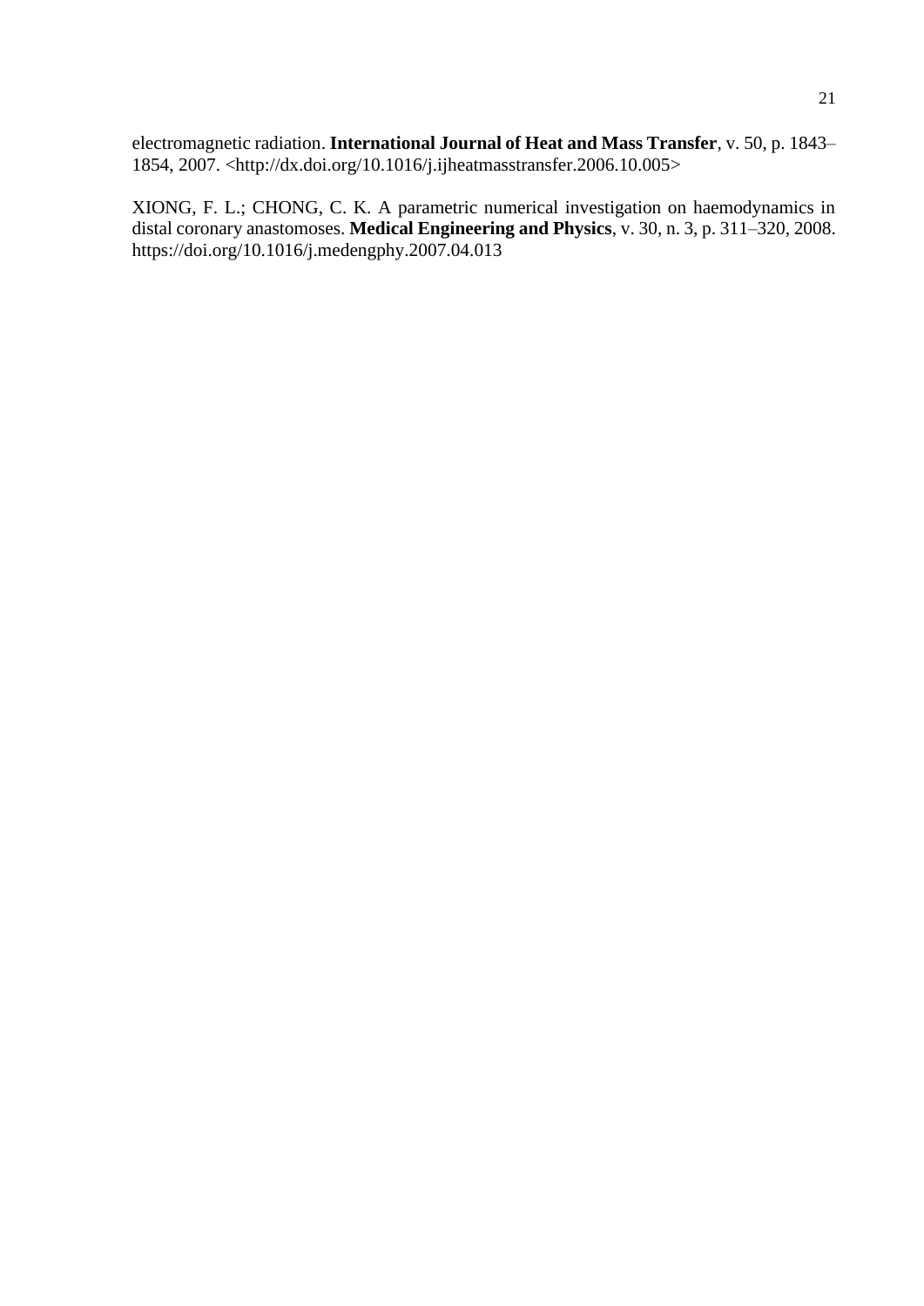electromagnetic radiation. **International Journal of Heat and Mass Transfer**, v. 50, p. 1843–1854, 2007. <http://dx.doi.org/10.1016/j.ijheatmasstransfer.2006.10.005>

XIONG, F. L.; CHONG, C. K. A parametric numerical investigation on haemodynamics in distal coronary anastomoses. **Medical Engineering and Physics**, v. 30, n. 3, p. 311–320, 2008. https://doi.org/10.1016/j.medengphy.2007.04.013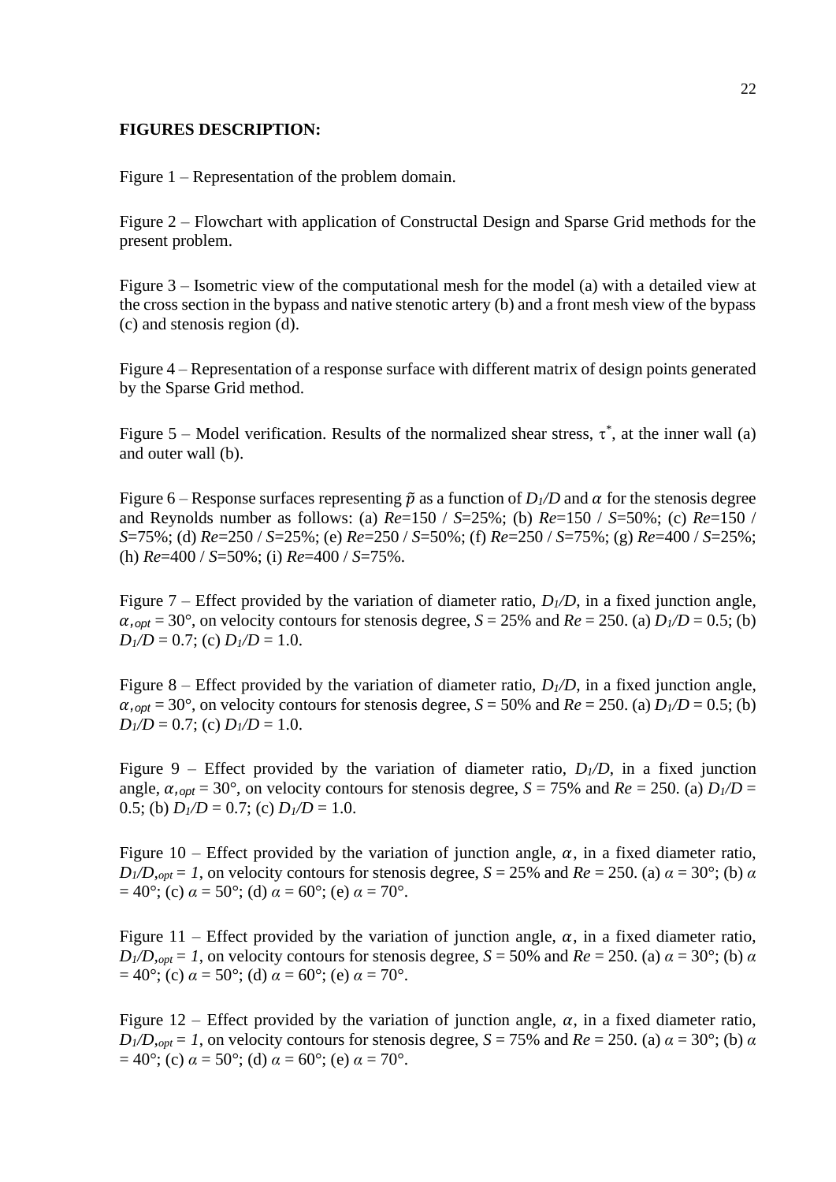**FIGURES DESCRIPTION:**

Figure 1 – Representation of the problem domain.

Figure 2 – Flowchart with application of Constructal Design and Sparse Grid methods for the present problem.

Figure 3 – Isometric view of the computational mesh for the model (a) with a detailed view at the cross section in the bypass and native stenotic artery (b) and a front mesh view of the bypass (c) and stenosis region (d).

Figure 4 – Representation of a response surface with different matrix of design points generated by the Sparse Grid method.

Figure 5 – Model verification. Results of the normalized shear stress, $\tau^*$, at the inner wall (a) and outer wall (b).

Figure 6 – Response surfaces representing $\tilde{p}$ as a function of $D_1/D$ and $\alpha$ for the stenosis degree and Reynolds number as follows: (a) $Re$=150 / $S$=25%; (b) $Re$=150 / $S$=50%; (c) $Re$=150 / $S$=75%; (d) $Re$=250 / $S$=25%; (e) $Re$=250 / $S$=50%; (f) $Re$=250 / $S$=75%; (g) $Re$=400 / $S$=25%; (h) $Re$=400 / $S$=50%; (i) $Re$=400 / $S$=75%.

Figure 7 – Effect provided by the variation of diameter ratio, $D_1/D$, in a fixed junction angle, $\alpha_{,opt}$ = 30°, on velocity contours for stenosis degree, $S$ = 25% and $Re$ = 250. (a) $D_1/D$ = 0.5; (b) $D_1/D$ = 0.7; (c) $D_1/D$ = 1.0.

Figure 8 – Effect provided by the variation of diameter ratio, $D_1/D$, in a fixed junction angle, $\alpha_{,opt}$ = 30°, on velocity contours for stenosis degree, $S$ = 50% and $Re$ = 250. (a) $D_1/D$ = 0.5; (b) $D_1/D$ = 0.7; (c) $D_1/D$ = 1.0.

Figure 9 – Effect provided by the variation of diameter ratio, $D_1/D$, in a fixed junction angle, $\alpha_{,opt}$ = 30°, on velocity contours for stenosis degree, $S$ = 75% and $Re$ = 250. (a) $D_1/D$ = 0.5; (b) $D_1/D$ = 0.7; (c) $D_1/D$ = 1.0.

Figure 10 – Effect provided by the variation of junction angle, $\alpha$, in a fixed diameter ratio, $D_1/D_{,opt} = 1$, on velocity contours for stenosis degree, $S$ = 25% and $Re$ = 250. (a) $\alpha$ = 30°; (b) $\alpha$ = 40°; (c) $\alpha$ = 50°; (d) $\alpha$ = 60°; (e) $\alpha$ = 70°.

Figure 11 – Effect provided by the variation of junction angle, $\alpha$, in a fixed diameter ratio, $D_1/D_{,opt} = 1$, on velocity contours for stenosis degree, $S$ = 50% and $Re$ = 250. (a) $\alpha$ = 30°; (b) $\alpha$ = 40°; (c) $\alpha$ = 50°; (d) $\alpha$ = 60°; (e) $\alpha$ = 70°.

Figure 12 – Effect provided by the variation of junction angle, $\alpha$, in a fixed diameter ratio, $D_1/D_{,opt} = 1$, on velocity contours for stenosis degree, $S$ = 75% and $Re$ = 250. (a) $\alpha$ = 30°; (b) $\alpha$ = 40°; (c) $\alpha$ = 50°; (d) $\alpha$ = 60°; (e) $\alpha$ = 70°.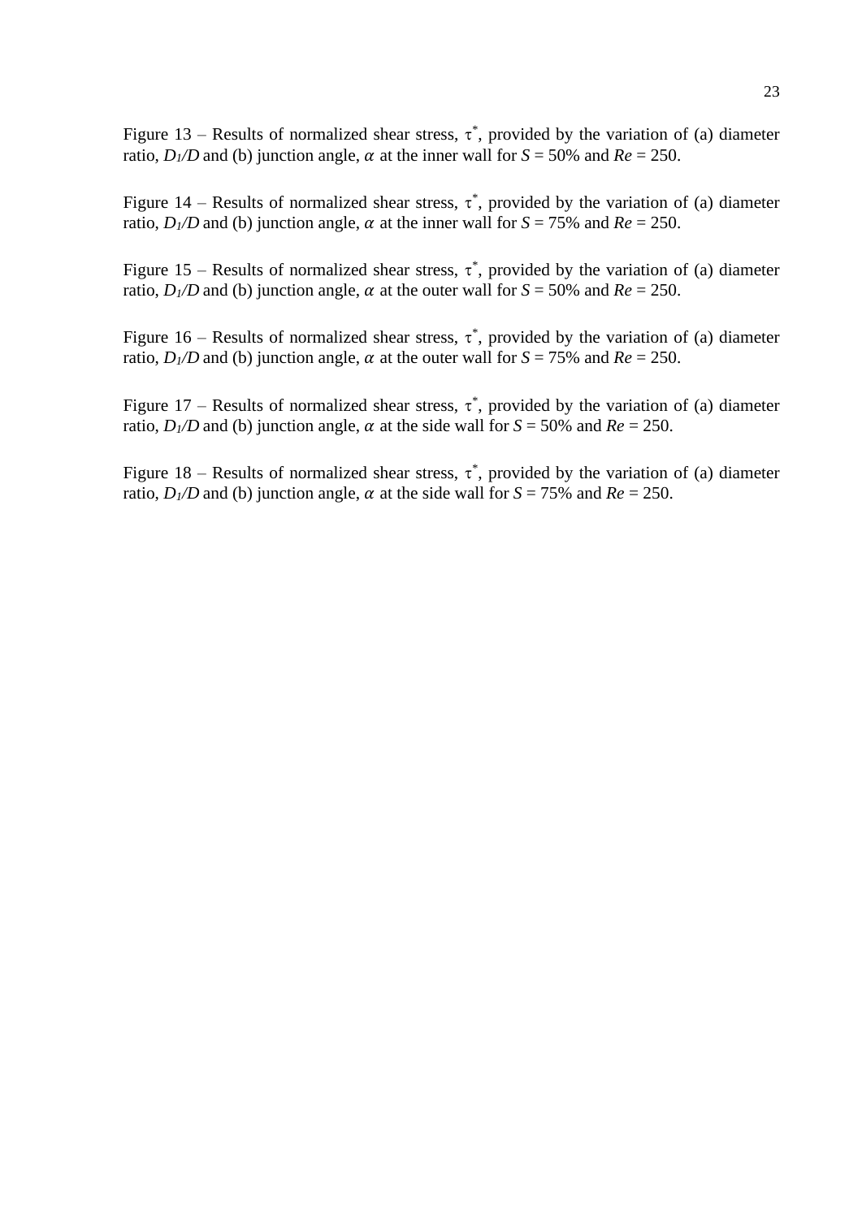Figure 13 – Results of normalized shear stress, $\tau^*$, provided by the variation of (a) diameter ratio, $D_1/D$ and (b) junction angle, $\alpha$ at the inner wall for $S$ = 50% and $Re$ = 250.

Figure 14 – Results of normalized shear stress, $\tau^*$, provided by the variation of (a) diameter ratio, $D_1/D$ and (b) junction angle, $\alpha$ at the inner wall for $S$ = 75% and $Re$ = 250.

Figure 15 – Results of normalized shear stress, $\tau^*$, provided by the variation of (a) diameter ratio, $D_1/D$ and (b) junction angle, $\alpha$ at the outer wall for $S$ = 50% and $Re$ = 250.

Figure 16 – Results of normalized shear stress, $\tau^*$, provided by the variation of (a) diameter ratio, $D_1/D$ and (b) junction angle, $\alpha$ at the outer wall for $S$ = 75% and $Re$ = 250.

Figure 17 – Results of normalized shear stress, $\tau^*$, provided by the variation of (a) diameter ratio, $D_1/D$ and (b) junction angle, $\alpha$ at the side wall for $S$ = 50% and $Re$ = 250.

Figure 18 – Results of normalized shear stress, $\tau^*$, provided by the variation of (a) diameter ratio, $D_1/D$ and (b) junction angle, $\alpha$ at the side wall for $S$ = 75% and $Re$ = 250.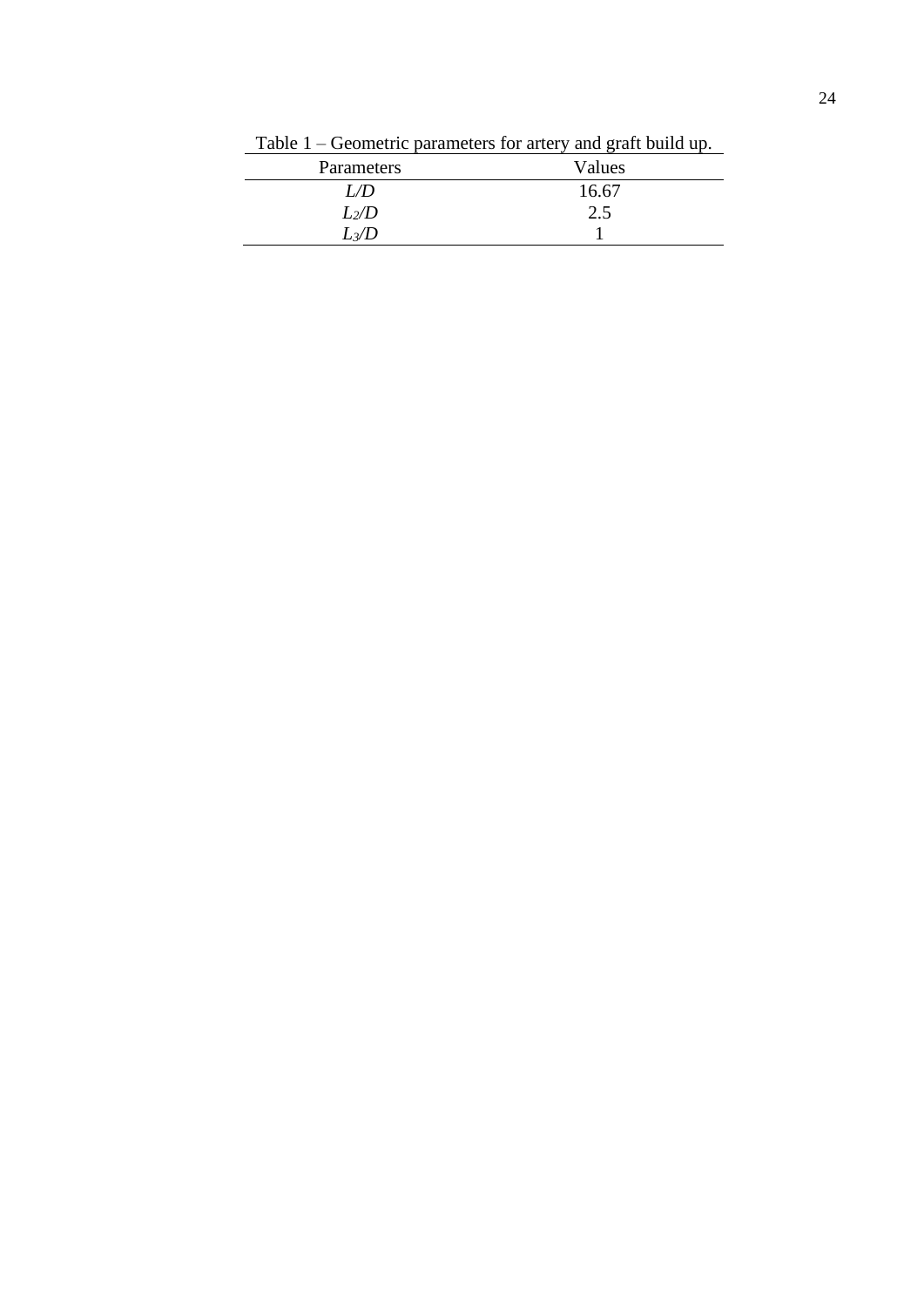Table 1 – Geometric parameters for artery and graft build up.

| Parameters | Values |
|---|---|
| $L/D$ | 16.67 |
| $L_2/D$ | 2.5 |
| $L_3/D$ | 1 |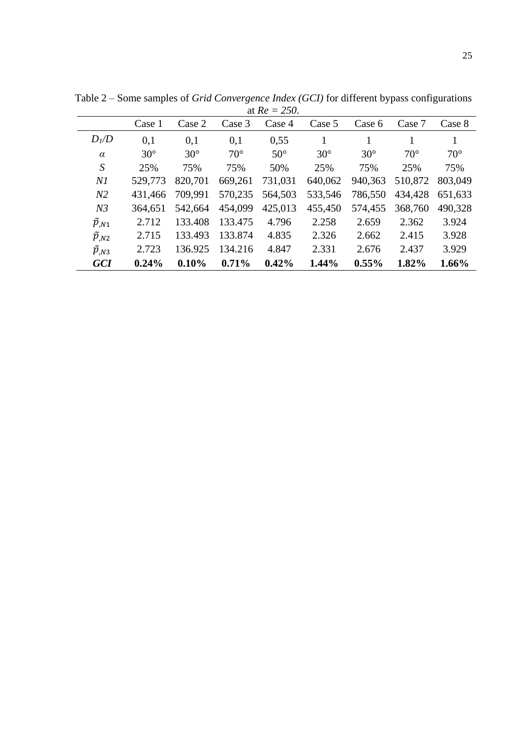Table 2 – Some samples of *Grid Convergence Index (GCI)* for different bypass configurations at $Re = 250$.

| | Case 1 | Case 2 | Case 3 | Case 4 | Case 5 | Case 6 | Case 7 | Case 8 |
|---|---|---|---|---|---|---|---|---|
| $D_1/D$ | 0,1 | 0,1 | 0,1 | 0,55 | 1 | 1 | 1 | 1 |
| $\alpha$ | 30° | 30° | 70° | 50° | 30° | 30° | 70° | 70° |
| $S$ | 25% | 75% | 75% | 50% | 25% | 75% | 25% | 75% |
| $N1$ | 529,773 | 820,701 | 669,261 | 731,031 | 640,062 | 940,363 | 510,872 | 803,049 |
| $N2$ | 431,466 | 709,991 | 570,235 | 564,503 | 533,546 | 786,550 | 434,428 | 651,633 |
| $N3$ | 364,651 | 542,664 | 454,099 | 425,013 | 455,450 | 574,455 | 368,760 | 490,328 |
| $\tilde{p}_{,N1}$ | 2.712 | 133.408 | 133.475 | 4.796 | 2.258 | 2.659 | 2.362 | 3.924 |
| $\tilde{p}_{,N2}$ | 2.715 | 133.493 | 133.874 | 4.835 | 2.326 | 2.662 | 2.415 | 3.928 |
| $\tilde{p}_{,N3}$ | 2.723 | 136.925 | 134.216 | 4.847 | 2.331 | 2.676 | 2.437 | 3.929 |
| ***GCI*** | **0.24%** | **0.10%** | **0.71%** | **0.42%** | **1.44%** | **0.55%** | **1.82%** | **1.66%** |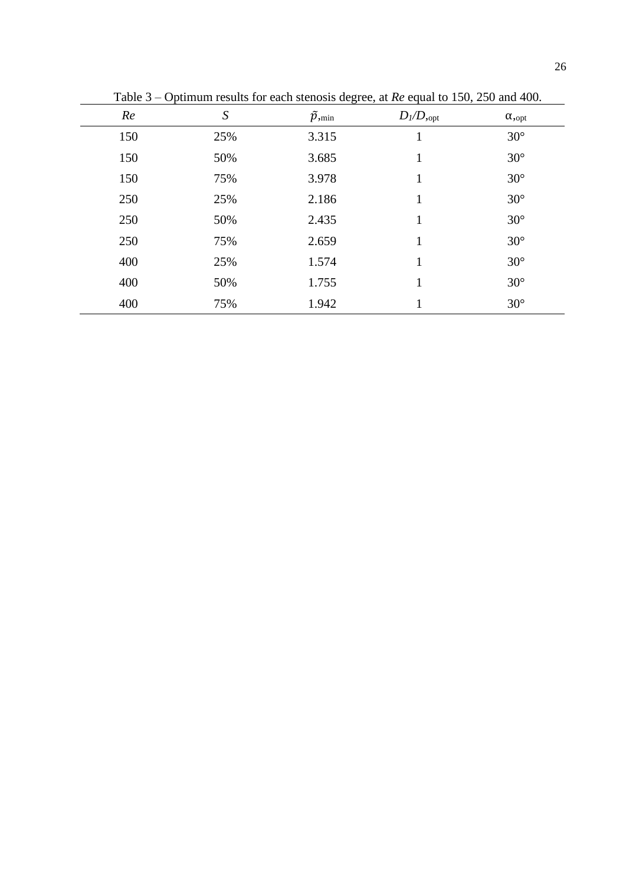Table 3 – Optimum results for each stenosis degree, at *Re* equal to 150, 250 and 400.

| *Re* | *S* | $\tilde{p}_{,\min}$ | $D_1/D_{,\mathrm{opt}}$ | $\alpha_{,\mathrm{opt}}$ |
|---|---|---|---|---|
| 150 | 25% | 3.315 | 1 | 30° |
| 150 | 50% | 3.685 | 1 | 30° |
| 150 | 75% | 3.978 | 1 | 30° |
| 250 | 25% | 2.186 | 1 | 30° |
| 250 | 50% | 2.435 | 1 | 30° |
| 250 | 75% | 2.659 | 1 | 30° |
| 400 | 25% | 1.574 | 1 | 30° |
| 400 | 50% | 1.755 | 1 | 30° |
| 400 | 75% | 1.942 | 1 | 30° |